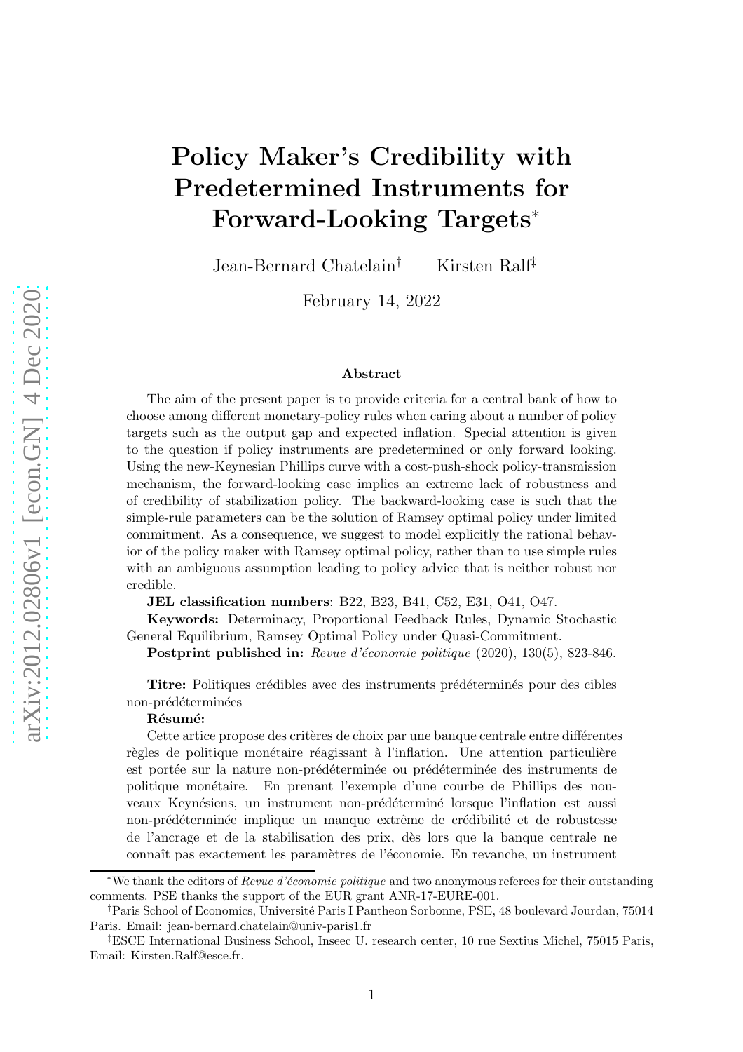# Policy Maker's Credibility with Predetermined Instruments for Forward-Looking Targets*

Jean-Bernard Chatelain[†] Kirsten Ralf[‡]

February 14, 2022

## Abstract

The aim of the present paper is to provide criteria for a central bank of how to choose among different monetary-policy rules when caring about a number of policy targets such as the output gap and expected inflation. Special attention is given to the question if policy instruments are predetermined or only forward looking. Using the new-Keynesian Phillips curve with a cost-push-shock policy-transmission mechanism, the forward-looking case implies an extreme lack of robustness and of credibility of stabilization policy. The backward-looking case is such that the simple-rule parameters can be the solution of Ramsey optimal policy under limited commitment. As a consequence, we suggest to model explicitly the rational behavior of the policy maker with Ramsey optimal policy, rather than to use simple rules with an ambiguous assumption leading to policy advice that is neither robust nor credible.

**JEL classification numbers**: B22, B23, B41, C52, E31, O41, O47.

**Keywords:** Determinacy, Proportional Feedback Rules, Dynamic Stochastic General Equilibrium, Ramsey Optimal Policy under Quasi-Commitment.

**Postprint published in:** *Revue d'économie politique* (2020), 130(5), 823-846.

**Titre:** Politiques crédibles avec des instruments prédéterminés pour des cibles non-prédéterminées

**Résumé:**

Cette artice propose des critères de choix par une banque centrale entre différentes règles de politique monétaire réagissant à l'inflation. Une attention particulière est portée sur la nature non-prédéterminée ou prédéterminée des instruments de politique monétaire. En prenant l'exemple d'une courbe de Phillips des nouveaux Keynésiens, un instrument non-prédéterminé lorsque l'inflation est aussi non-prédéterminée implique un manque extrême de crédibilité et de robustesse de l'ancrage et de la stabilisation des prix, dès lors que la banque centrale ne connaît pas exactement les paramètres de l'économie. En revanche, un instrument

---

*We thank the editors of *Revue d'économie politique* and two anonymous referees for their outstanding comments. PSE thanks the support of the EUR grant ANR-17-EURE-001.

[†]Paris School of Economics, Université Paris I Pantheon Sorbonne, PSE, 48 boulevard Jourdan, 75014 Paris. Email: jean-bernard.chatelain@univ-paris1.fr

[‡]ESCE International Business School, Inseec U. research center, 10 rue Sextius Michel, 75015 Paris, Email: Kirsten.Ralf@esce.fr.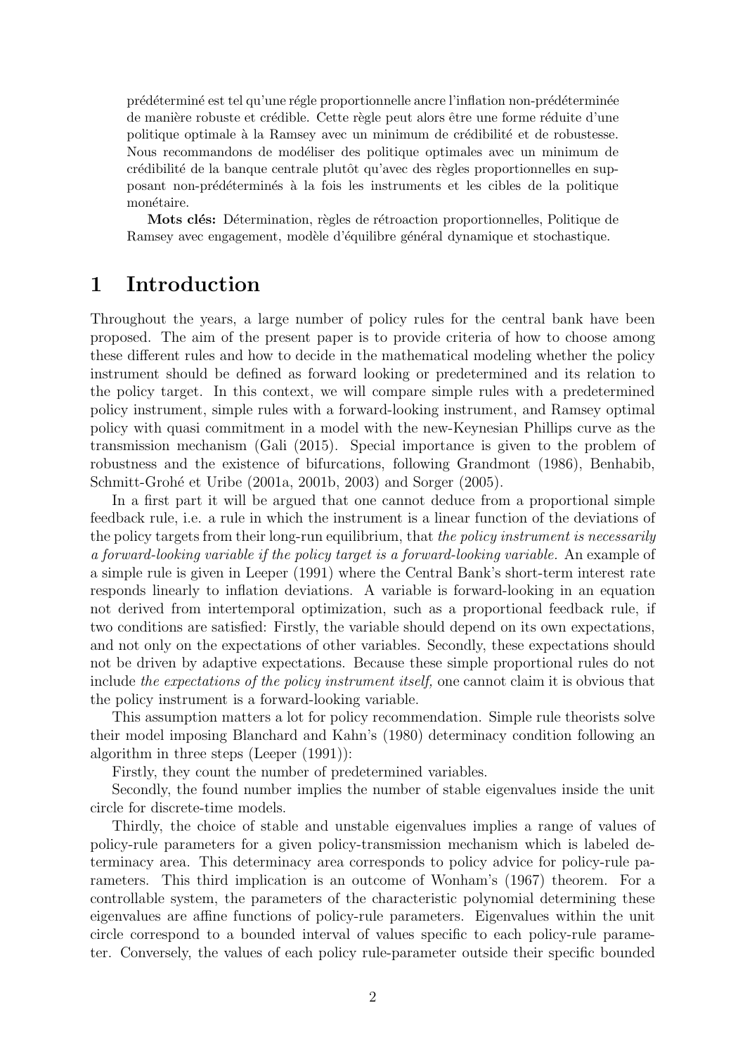prédéterminé est tel qu'une régle proportionnelle ancre l'inflation non-prédéterminée de manière robuste et crédible. Cette règle peut alors être une forme réduite d'une politique optimale à la Ramsey avec un minimum de crédibilité et de robustesse. Nous recommandons de modéliser des politique optimales avec un minimum de crédibilité de la banque centrale plutôt qu'avec des règles proportionnelles en supposant non-prédéterminés à la fois les instruments et les cibles de la politique monétaire.

**Mots clés:** Détermination, règles de rétroaction proportionnelles, Politique de Ramsey avec engagement, modèle d'équilibre général dynamique et stochastique.

# 1 Introduction

Throughout the years, a large number of policy rules for the central bank have been proposed. The aim of the present paper is to provide criteria of how to choose among these different rules and how to decide in the mathematical modeling whether the policy instrument should be defined as forward looking or predetermined and its relation to the policy target. In this context, we will compare simple rules with a predetermined policy instrument, simple rules with a forward-looking instrument, and Ramsey optimal policy with quasi commitment in a model with the new-Keynesian Phillips curve as the transmission mechanism (Gali (2015). Special importance is given to the problem of robustness and the existence of bifurcations, following Grandmont (1986), Benhabib, Schmitt-Grohé et Uribe (2001a, 2001b, 2003) and Sorger (2005).

In a first part it will be argued that one cannot deduce from a proportional simple feedback rule, i.e. a rule in which the instrument is a linear function of the deviations of the policy targets from their long-run equilibrium, that *the policy instrument is necessarily a forward-looking variable if the policy target is a forward-looking variable.* An example of a simple rule is given in Leeper (1991) where the Central Bank's short-term interest rate responds linearly to inflation deviations. A variable is forward-looking in an equation not derived from intertemporal optimization, such as a proportional feedback rule, if two conditions are satisfied: Firstly, the variable should depend on its own expectations, and not only on the expectations of other variables. Secondly, these expectations should not be driven by adaptive expectations. Because these simple proportional rules do not include *the expectations of the policy instrument itself,* one cannot claim it is obvious that the policy instrument is a forward-looking variable.

This assumption matters a lot for policy recommendation. Simple rule theorists solve their model imposing Blanchard and Kahn's (1980) determinacy condition following an algorithm in three steps (Leeper (1991)):

Firstly, they count the number of predetermined variables.

Secondly, the found number implies the number of stable eigenvalues inside the unit circle for discrete-time models.

Thirdly, the choice of stable and unstable eigenvalues implies a range of values of policy-rule parameters for a given policy-transmission mechanism which is labeled determinacy area. This determinacy area corresponds to policy advice for policy-rule parameters. This third implication is an outcome of Wonham's (1967) theorem. For a controllable system, the parameters of the characteristic polynomial determining these eigenvalues are affine functions of policy-rule parameters. Eigenvalues within the unit circle correspond to a bounded interval of values specific to each policy-rule parameter. Conversely, the values of each policy rule-parameter outside their specific bounded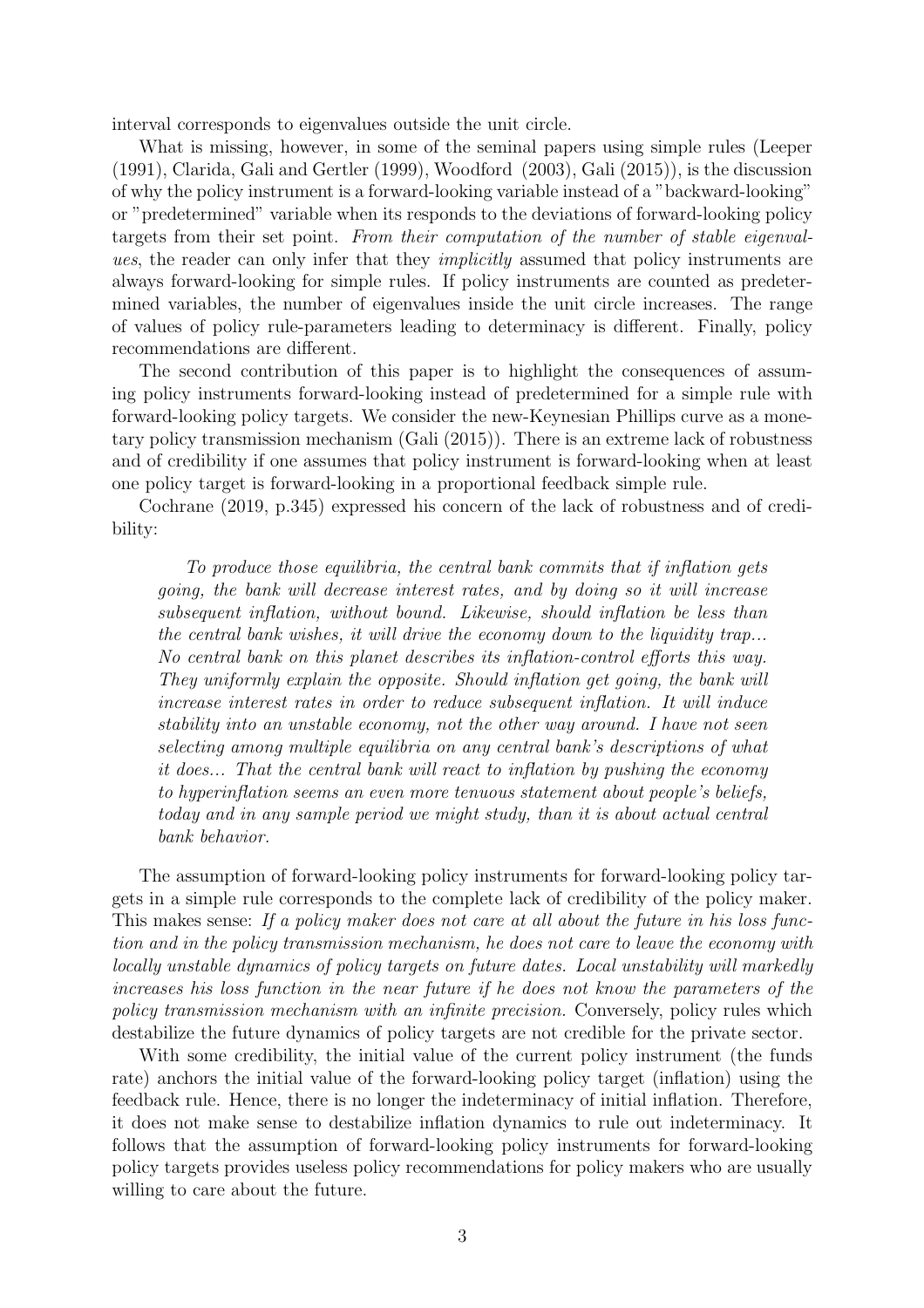interval corresponds to eigenvalues outside the unit circle.

What is missing, however, in some of the seminal papers using simple rules (Leeper (1991), Clarida, Gali and Gertler (1999), Woodford (2003), Gali (2015)), is the discussion of why the policy instrument is a forward-looking variable instead of a "backward-looking" or "predetermined" variable when its responds to the deviations of forward-looking policy targets from their set point. *From their computation of the number of stable eigenvalues*, the reader can only infer that they *implicitly* assumed that policy instruments are always forward-looking for simple rules. If policy instruments are counted as predetermined variables, the number of eigenvalues inside the unit circle increases. The range of values of policy rule-parameters leading to determinacy is different. Finally, policy recommendations are different.

The second contribution of this paper is to highlight the consequences of assuming policy instruments forward-looking instead of predetermined for a simple rule with forward-looking policy targets. We consider the new-Keynesian Phillips curve as a monetary policy transmission mechanism (Gali (2015)). There is an extreme lack of robustness and of credibility if one assumes that policy instrument is forward-looking when at least one policy target is forward-looking in a proportional feedback simple rule.

Cochrane (2019, p.345) expressed his concern of the lack of robustness and of credibility:

> *To produce those equilibria, the central bank commits that if inflation gets going, the bank will decrease interest rates, and by doing so it will increase subsequent inflation, without bound. Likewise, should inflation be less than the central bank wishes, it will drive the economy down to the liquidity trap... No central bank on this planet describes its inflation-control efforts this way. They uniformly explain the opposite. Should inflation get going, the bank will increase interest rates in order to reduce subsequent inflation. It will induce stability into an unstable economy, not the other way around. I have not seen selecting among multiple equilibria on any central bank's descriptions of what it does... That the central bank will react to inflation by pushing the economy to hyperinflation seems an even more tenuous statement about people's beliefs, today and in any sample period we might study, than it is about actual central bank behavior.*

The assumption of forward-looking policy instruments for forward-looking policy targets in a simple rule corresponds to the complete lack of credibility of the policy maker. This makes sense: *If a policy maker does not care at all about the future in his loss function and in the policy transmission mechanism, he does not care to leave the economy with locally unstable dynamics of policy targets on future dates. Local unstability will markedly increases his loss function in the near future if he does not know the parameters of the policy transmission mechanism with an infinite precision.* Conversely, policy rules which destabilize the future dynamics of policy targets are not credible for the private sector.

With some credibility, the initial value of the current policy instrument (the funds rate) anchors the initial value of the forward-looking policy target (inflation) using the feedback rule. Hence, there is no longer the indeterminacy of initial inflation. Therefore, it does not make sense to destabilize inflation dynamics to rule out indeterminacy. It follows that the assumption of forward-looking policy instruments for forward-looking policy targets provides useless policy recommendations for policy makers who are usually willing to care about the future.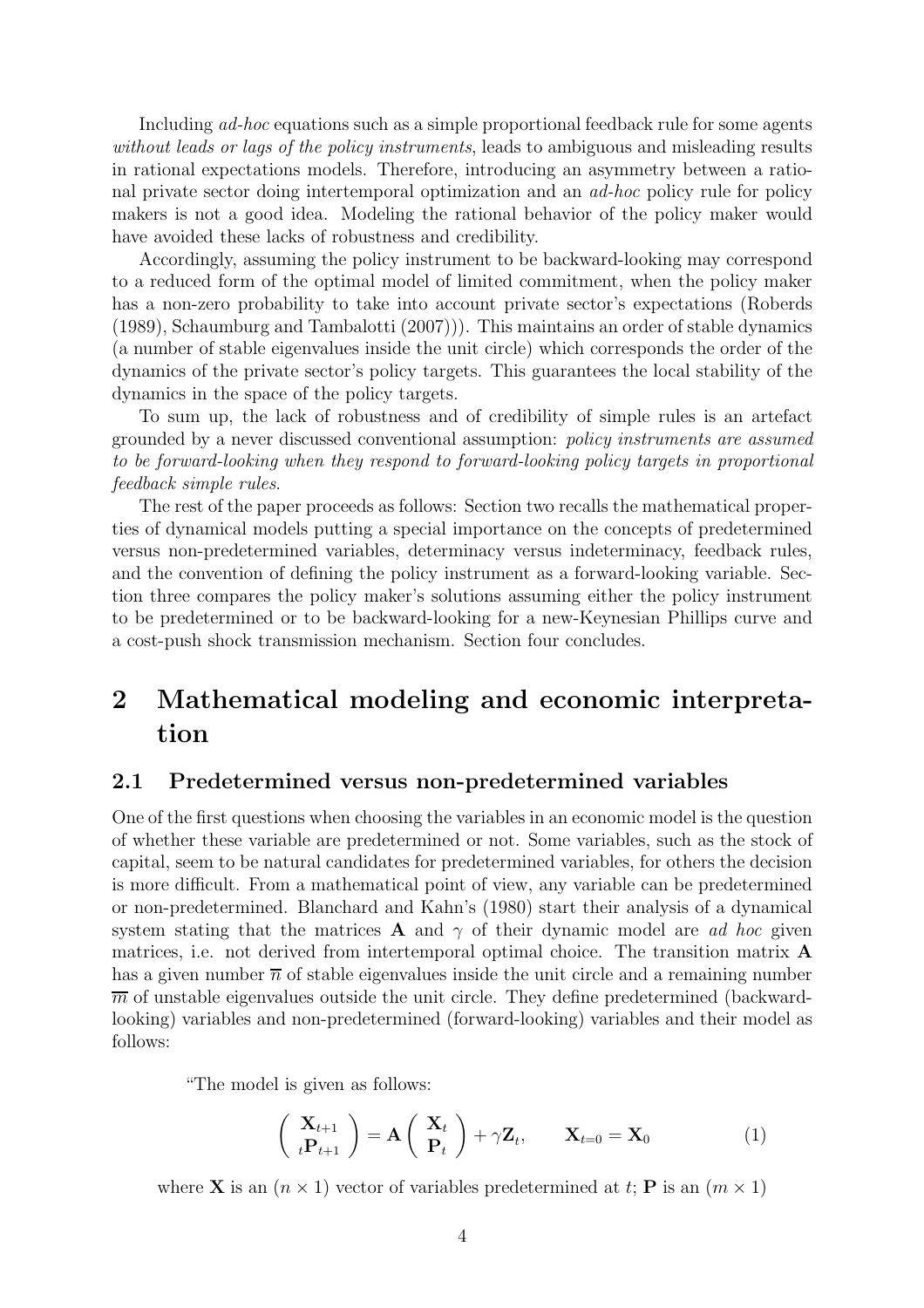Including *ad-hoc* equations such as a simple proportional feedback rule for some agents *without leads or lags of the policy instruments*, leads to ambiguous and misleading results in rational expectations models. Therefore, introducing an asymmetry between a rational private sector doing intertemporal optimization and an *ad-hoc* policy rule for policy makers is not a good idea. Modeling the rational behavior of the policy maker would have avoided these lacks of robustness and credibility.

Accordingly, assuming the policy instrument to be backward-looking may correspond to a reduced form of the optimal model of limited commitment, when the policy maker has a non-zero probability to take into account private sector's expectations (Roberds (1989), Schaumburg and Tambalotti (2007))). This maintains an order of stable dynamics (a number of stable eigenvalues inside the unit circle) which corresponds the order of the dynamics of the private sector's policy targets. This guarantees the local stability of the dynamics in the space of the policy targets.

To sum up, the lack of robustness and of credibility of simple rules is an artefact grounded by a never discussed conventional assumption: *policy instruments are assumed to be forward-looking when they respond to forward-looking policy targets in proportional feedback simple rules*.

The rest of the paper proceeds as follows: Section two recalls the mathematical properties of dynamical models putting a special importance on the concepts of predetermined versus non-predetermined variables, determinacy versus indeterminacy, feedback rules, and the convention of defining the policy instrument as a forward-looking variable. Section three compares the policy maker's solutions assuming either the policy instrument to be predetermined or to be backward-looking for a new-Keynesian Phillips curve and a cost-push shock transmission mechanism. Section four concludes.

# 2 Mathematical modeling and economic interpretation

## 2.1 Predetermined versus non-predetermined variables

One of the first questions when choosing the variables in an economic model is the question of whether these variable are predetermined or not. Some variables, such as the stock of capital, seem to be natural candidates for predetermined variables, for others the decision is more difficult. From a mathematical point of view, any variable can be predetermined or non-predetermined. Blanchard and Kahn's (1980) start their analysis of a dynamical system stating that the matrices $\mathbf{A}$ and $\gamma$ of their dynamic model are *ad hoc* given matrices, i.e. not derived from intertemporal optimal choice. The transition matrix $\mathbf{A}$ has a given number $\overline{n}$ of stable eigenvalues inside the unit circle and a remaining number $\overline{m}$ of unstable eigenvalues outside the unit circle. They define predetermined (backward-looking) variables and non-predetermined (forward-looking) variables and their model as follows:

> "The model is given as follows:
>
> $$\begin{pmatrix} \mathbf{X}_{t+1} \\ {}_t\mathbf{P}_{t+1} \end{pmatrix} = \mathbf{A} \begin{pmatrix} \mathbf{X}_t \\ \mathbf{P}_t \end{pmatrix} + \gamma \mathbf{Z}_t, \qquad \mathbf{X}_{t=0} = \mathbf{X}_0 \tag{1}$$
>
> where $\mathbf{X}$ is an $(n \times 1)$ vector of variables predetermined at $t$; $\mathbf{P}$ is an $(m \times 1)$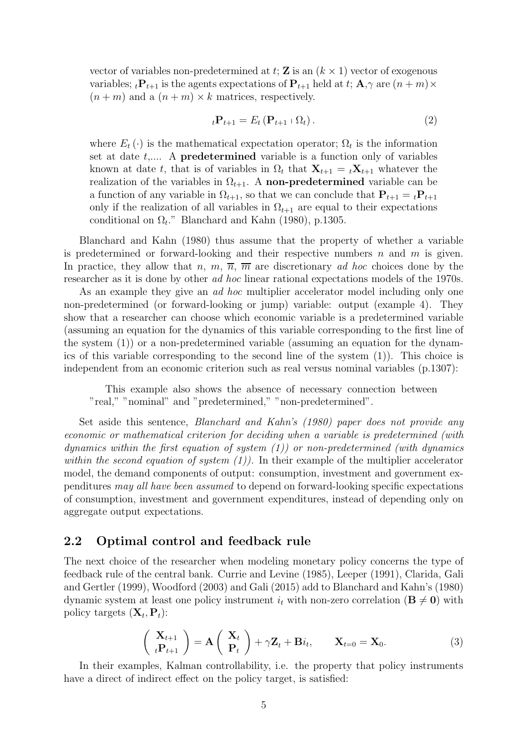vector of variables non-predetermined at $t$; $\mathbf{Z}$ is an $(k \times 1)$ vector of exogenous variables; ${}_t\mathbf{P}_{t+1}$ is the agents expectations of $\mathbf{P}_{t+1}$ held at $t$; $\mathbf{A}$,$\gamma$ are $(n+m) \times (n+m)$ and a $(n+m) \times k$ matrices, respectively.

$$ {}_t\mathbf{P}_{t+1} = E_t \left( \mathbf{P}_{t+1} \mid \Omega_t \right). \tag{2} $$

where $E_t(\cdot)$ is the mathematical expectation operator; $\Omega_t$ is the information set at date $t$,.... A **predetermined** variable is a function only of variables known at date $t$, that is of variables in $\Omega_t$ that $\mathbf{X}_{t+1} = {}_t\mathbf{X}_{t+1}$ whatever the realization of the variables in $\Omega_{t+1}$. A **non-predetermined** variable can be a function of any variable in $\Omega_{t+1}$, so that we can conclude that $\mathbf{P}_{t+1} = {}_t\mathbf{P}_{t+1}$ only if the realization of all variables in $\Omega_{t+1}$ are equal to their expectations conditional on $\Omega_t$." Blanchard and Kahn (1980), p.1305.

Blanchard and Kahn (1980) thus assume that the property of whether a variable is predetermined or forward-looking and their respective numbers $n$ and $m$ is given. In practice, they allow that $n$, $m$, $\overline{n}$, $\overline{m}$ are discretionary *ad hoc* choices done by the researcher as it is done by other *ad hoc* linear rational expectations models of the 1970s.

As an example they give an *ad hoc* multiplier accelerator model including only one non-predetermined (or forward-looking or jump) variable: output (example 4). They show that a researcher can choose which economic variable is a predetermined variable (assuming an equation for the dynamics of this variable corresponding to the first line of the system (1)) or a non-predetermined variable (assuming an equation for the dynamics of this variable corresponding to the second line of the system (1)). This choice is independent from an economic criterion such as real versus nominal variables (p.1307):

> This example also shows the absence of necessary connection between "real," "nominal" and "predetermined," "non-predetermined".

Set aside this sentence, *Blanchard and Kahn's (1980) paper does not provide any economic or mathematical criterion for deciding when a variable is predetermined (with dynamics within the first equation of system (1)) or non-predetermined (with dynamics within the second equation of system (1))*. In their example of the multiplier accelerator model, the demand components of output: consumption, investment and government expenditures *may all have been assumed* to depend on forward-looking specific expectations of consumption, investment and government expenditures, instead of depending only on aggregate output expectations.

## 2.2 Optimal control and feedback rule

The next choice of the researcher when modeling monetary policy concerns the type of feedback rule of the central bank. Currie and Levine (1985), Leeper (1991), Clarida, Gali and Gertler (1999), Woodford (2003) and Gali (2015) add to Blanchard and Kahn's (1980) dynamic system at least one policy instrument $i_t$ with non-zero correlation ($\mathbf{B} \neq \mathbf{0}$) with policy targets $(\mathbf{X}_t, \mathbf{P}_t)$:

$$ \begin{pmatrix} \mathbf{X}_{t+1} \\ {}_t\mathbf{P}_{t+1} \end{pmatrix} = \mathbf{A} \begin{pmatrix} \mathbf{X}_t \\ \mathbf{P}_t \end{pmatrix} + \gamma \mathbf{Z}_t + \mathbf{B} i_t, \qquad \mathbf{X}_{t=0} = \mathbf{X}_0. \tag{3} $$

In their examples, Kalman controllability, i.e. the property that policy instruments have a direct of indirect effect on the policy target, is satisfied: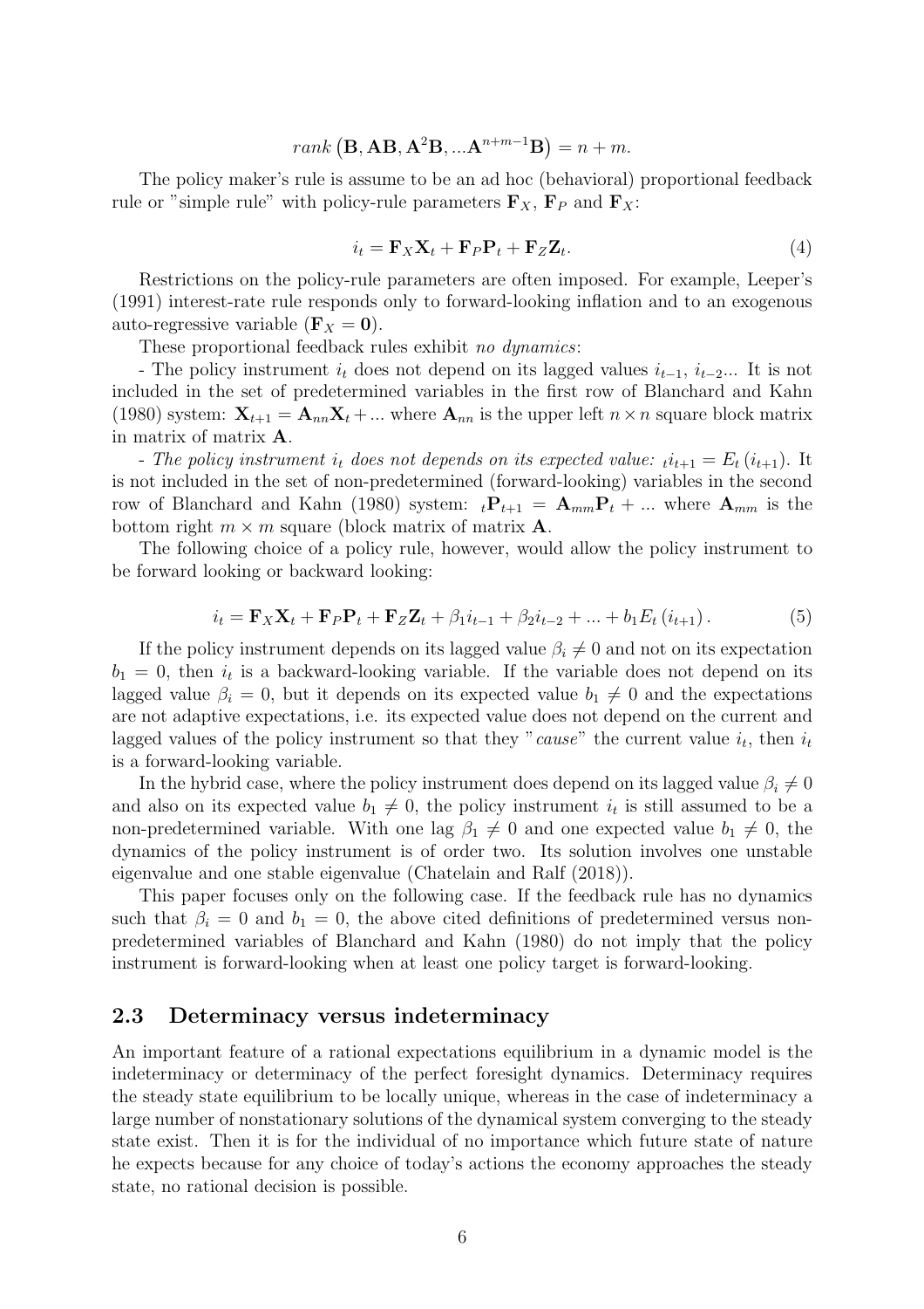$$rank\left(\mathbf{B}, \mathbf{AB}, \mathbf{A}^2\mathbf{B}, ...\mathbf{A}^{n+m-1}\mathbf{B}\right) = n + m.$$

The policy maker's rule is assume to be an ad hoc (behavioral) proportional feedback rule or "simple rule" with policy-rule parameters $\mathbf{F}_X$, $\mathbf{F}_P$ and $\mathbf{F}_X$:

$$i_t = \mathbf{F}_X\mathbf{X}_t + \mathbf{F}_P\mathbf{P}_t + \mathbf{F}_Z\mathbf{Z}_t. \tag{4}$$

Restrictions on the policy-rule parameters are often imposed. For example, Leeper's (1991) interest-rate rule responds only to forward-looking inflation and to an exogenous auto-regressive variable ($\mathbf{F}_X = \mathbf{0}$).

These proportional feedback rules exhibit *no dynamics*:

- The policy instrument $i_t$ does not depend on its lagged values $i_{t-1}$, $i_{t-2}$... It is not included in the set of predetermined variables in the first row of Blanchard and Kahn (1980) system: $\mathbf{X}_{t+1} = \mathbf{A}_{nn}\mathbf{X}_t + ...$ where $\mathbf{A}_{nn}$ is the upper left $n \times n$ square block matrix in matrix of matrix $\mathbf{A}$.

- *The policy instrument $i_t$ does not depends on its expected value: ${}_ti_{t+1} = E_t\left(i_{t+1}\right)$.* It is not included in the set of non-predetermined (forward-looking) variables in the second row of Blanchard and Kahn (1980) system: ${}_t\mathbf{P}_{t+1} = \mathbf{A}_{mm}\mathbf{P}_t + ...$ where $\mathbf{A}_{mm}$ is the bottom right $m \times m$ square (block matrix of matrix $\mathbf{A}$.

The following choice of a policy rule, however, would allow the policy instrument to be forward looking or backward looking:

$$i_t = \mathbf{F}_X\mathbf{X}_t + \mathbf{F}_P\mathbf{P}_t + \mathbf{F}_Z\mathbf{Z}_t + \beta_1 i_{t-1} + \beta_2 i_{t-2} + ... + b_1 E_t\left(i_{t+1}\right). \tag{5}$$

If the policy instrument depends on its lagged value $\beta_i \neq 0$ and not on its expectation $b_1 = 0$, then $i_t$ is a backward-looking variable. If the variable does not depend on its lagged value $\beta_i = 0$, but it depends on its expected value $b_1 \neq 0$ and the expectations are not adaptive expectations, i.e. its expected value does not depend on the current and lagged values of the policy instrument so that they "*cause*" the current value $i_t$, then $i_t$ is a forward-looking variable.

In the hybrid case, where the policy instrument does depend on its lagged value $\beta_i \neq 0$ and also on its expected value $b_1 \neq 0$, the policy instrument $i_t$ is still assumed to be a non-predetermined variable. With one lag $\beta_1 \neq 0$ and one expected value $b_1 \neq 0$, the dynamics of the policy instrument is of order two. Its solution involves one unstable eigenvalue and one stable eigenvalue (Chatelain and Ralf (2018)).

This paper focuses only on the following case. If the feedback rule has no dynamics such that $\beta_i = 0$ and $b_1 = 0$, the above cited definitions of predetermined versus non-predetermined variables of Blanchard and Kahn (1980) do not imply that the policy instrument is forward-looking when at least one policy target is forward-looking.

## 2.3 Determinacy versus indeterminacy

An important feature of a rational expectations equilibrium in a dynamic model is the indeterminacy or determinacy of the perfect foresight dynamics. Determinacy requires the steady state equilibrium to be locally unique, whereas in the case of indeterminacy a large number of nonstationary solutions of the dynamical system converging to the steady state exist. Then it is for the individual of no importance which future state of nature he expects because for any choice of today's actions the economy approaches the steady state, no rational decision is possible.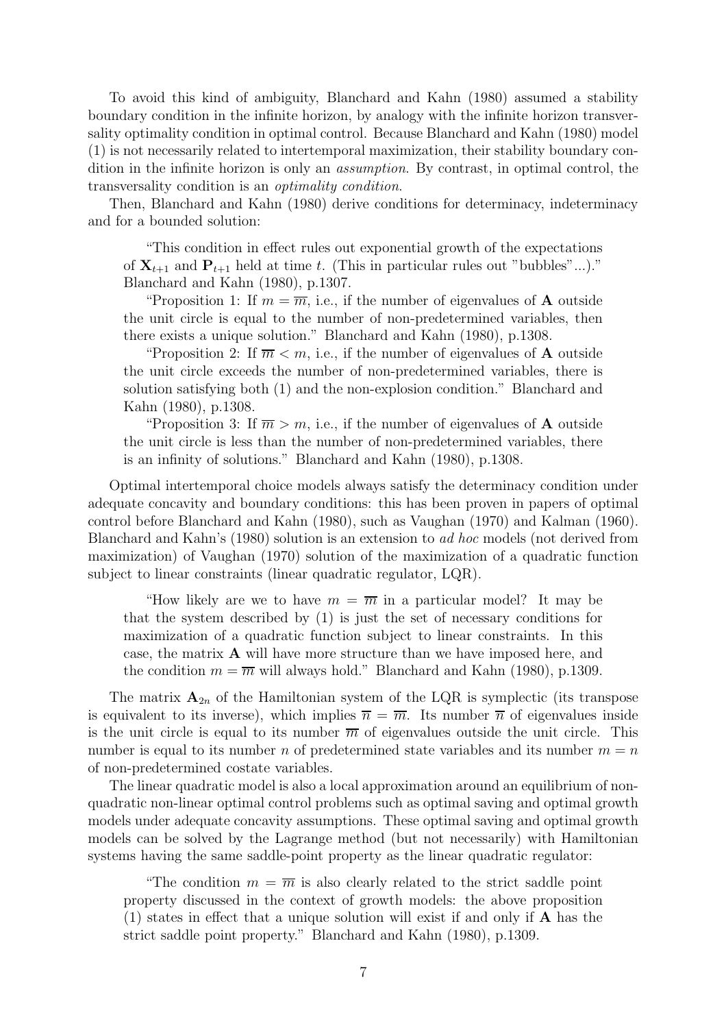To avoid this kind of ambiguity, Blanchard and Kahn (1980) assumed a stability boundary condition in the infinite horizon, by analogy with the infinite horizon transversality optimality condition in optimal control. Because Blanchard and Kahn (1980) model (1) is not necessarily related to intertemporal maximization, their stability boundary condition in the infinite horizon is only an *assumption*. By contrast, in optimal control, the transversality condition is an *optimality condition*.

Then, Blanchard and Kahn (1980) derive conditions for determinacy, indeterminacy and for a bounded solution:

> "This condition in effect rules out exponential growth of the expectations of $\mathbf{X}_{t+1}$ and $\mathbf{P}_{t+1}$ held at time $t$. (This in particular rules out "bubbles"...)." Blanchard and Kahn (1980), p.1307.
>
> "Proposition 1: If $m = \overline{m}$, i.e., if the number of eigenvalues of $\mathbf{A}$ outside the unit circle is equal to the number of non-predetermined variables, then there exists a unique solution." Blanchard and Kahn (1980), p.1308.
>
> "Proposition 2: If $\overline{m} < m$, i.e., if the number of eigenvalues of $\mathbf{A}$ outside the unit circle exceeds the number of non-predetermined variables, there is solution satisfying both (1) and the non-explosion condition." Blanchard and Kahn (1980), p.1308.
>
> "Proposition 3: If $\overline{m} > m$, i.e., if the number of eigenvalues of $\mathbf{A}$ outside the unit circle is less than the number of non-predetermined variables, there is an infinity of solutions." Blanchard and Kahn (1980), p.1308.

Optimal intertemporal choice models always satisfy the determinacy condition under adequate concavity and boundary conditions: this has been proven in papers of optimal control before Blanchard and Kahn (1980), such as Vaughan (1970) and Kalman (1960). Blanchard and Kahn's (1980) solution is an extension to *ad hoc* models (not derived from maximization) of Vaughan (1970) solution of the maximization of a quadratic function subject to linear constraints (linear quadratic regulator, LQR).

> "How likely are we to have $m = \overline{m}$ in a particular model? It may be that the system described by (1) is just the set of necessary conditions for maximization of a quadratic function subject to linear constraints. In this case, the matrix $\mathbf{A}$ will have more structure than we have imposed here, and the condition $m = \overline{m}$ will always hold." Blanchard and Kahn (1980), p.1309.

The matrix $\mathbf{A}_{2n}$ of the Hamiltonian system of the LQR is symplectic (its transpose is equivalent to its inverse), which implies $\overline{n} = \overline{m}$. Its number $\overline{n}$ of eigenvalues inside is the unit circle is equal to its number $\overline{m}$ of eigenvalues outside the unit circle. This number is equal to its number $n$ of predetermined state variables and its number $m = n$ of non-predetermined costate variables.

The linear quadratic model is also a local approximation around an equilibrium of non-quadratic non-linear optimal control problems such as optimal saving and optimal growth models under adequate concavity assumptions. These optimal saving and optimal growth models can be solved by the Lagrange method (but not necessarily) with Hamiltonian systems having the same saddle-point property as the linear quadratic regulator:

> "The condition $m = \overline{m}$ is also clearly related to the strict saddle point property discussed in the context of growth models: the above proposition (1) states in effect that a unique solution will exist if and only if $\mathbf{A}$ has the strict saddle point property." Blanchard and Kahn (1980), p.1309.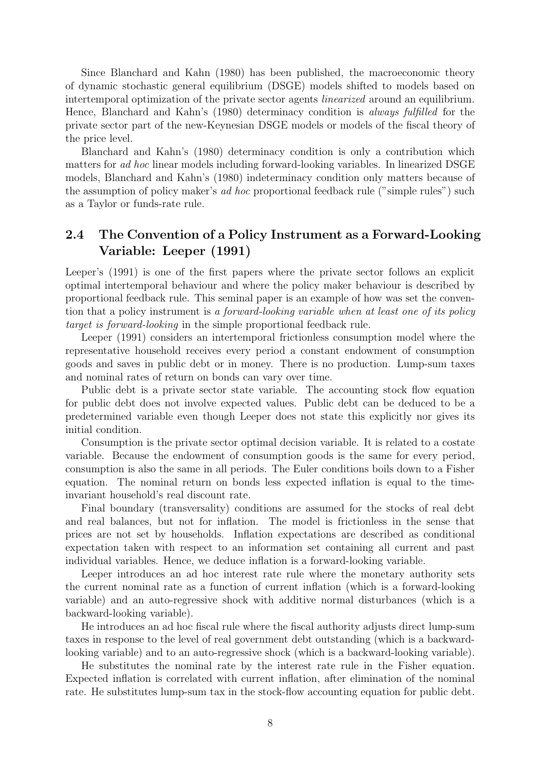Since Blanchard and Kahn (1980) has been published, the macroeconomic theory of dynamic stochastic general equilibrium (DSGE) models shifted to models based on intertemporal optimization of the private sector agents *linearized* around an equilibrium. Hence, Blanchard and Kahn's (1980) determinacy condition is *always fulfilled* for the private sector part of the new-Keynesian DSGE models or models of the fiscal theory of the price level.

Blanchard and Kahn's (1980) determinacy condition is only a contribution which matters for *ad hoc* linear models including forward-looking variables. In linearized DSGE models, Blanchard and Kahn's (1980) indeterminacy condition only matters because of the assumption of policy maker's *ad hoc* proportional feedback rule ("simple rules") such as a Taylor or funds-rate rule.

## 2.4 The Convention of a Policy Instrument as a Forward-Looking Variable: Leeper (1991)

Leeper's (1991) is one of the first papers where the private sector follows an explicit optimal intertemporal behaviour and where the policy maker behaviour is described by proportional feedback rule. This seminal paper is an example of how was set the convention that a policy instrument is *a forward-looking variable when at least one of its policy target is forward-looking* in the simple proportional feedback rule.

Leeper (1991) considers an intertemporal frictionless consumption model where the representative household receives every period a constant endowment of consumption goods and saves in public debt or in money. There is no production. Lump-sum taxes and nominal rates of return on bonds can vary over time.

Public debt is a private sector state variable. The accounting stock flow equation for public debt does not involve expected values. Public debt can be deduced to be a predetermined variable even though Leeper does not state this explicitly nor gives its initial condition.

Consumption is the private sector optimal decision variable. It is related to a costate variable. Because the endowment of consumption goods is the same for every period, consumption is also the same in all periods. The Euler conditions boils down to a Fisher equation. The nominal return on bonds less expected inflation is equal to the time-invariant household's real discount rate.

Final boundary (transversality) conditions are assumed for the stocks of real debt and real balances, but not for inflation. The model is frictionless in the sense that prices are not set by households. Inflation expectations are described as conditional expectation taken with respect to an information set containing all current and past individual variables. Hence, we deduce inflation is a forward-looking variable.

Leeper introduces an ad hoc interest rate rule where the monetary authority sets the current nominal rate as a function of current inflation (which is a forward-looking variable) and an auto-regressive shock with additive normal disturbances (which is a backward-looking variable).

He introduces an ad hoc fiscal rule where the fiscal authority adjusts direct lump-sum taxes in response to the level of real government debt outstanding (which is a backward-looking variable) and to an auto-regressive shock (which is a backward-looking variable).

He substitutes the nominal rate by the interest rate rule in the Fisher equation. Expected inflation is correlated with current inflation, after elimination of the nominal rate. He substitutes lump-sum tax in the stock-flow accounting equation for public debt.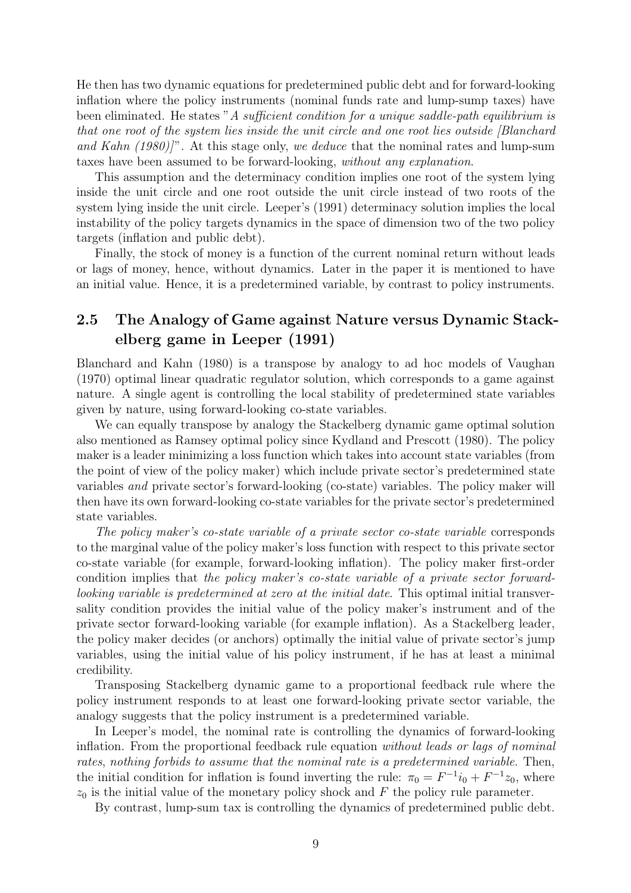He then has two dynamic equations for predetermined public debt and for forward-looking inflation where the policy instruments (nominal funds rate and lump-sump taxes) have been eliminated. He states "*A sufficient condition for a unique saddle-path equilibrium is that one root of the system lies inside the unit circle and one root lies outside [Blanchard and Kahn (1980)]*". At this stage only, *we deduce* that the nominal rates and lump-sum taxes have been assumed to be forward-looking, *without any explanation*.

This assumption and the determinacy condition implies one root of the system lying inside the unit circle and one root outside the unit circle instead of two roots of the system lying inside the unit circle. Leeper's (1991) determinacy solution implies the local instability of the policy targets dynamics in the space of dimension two of the two policy targets (inflation and public debt).

Finally, the stock of money is a function of the current nominal return without leads or lags of money, hence, without dynamics. Later in the paper it is mentioned to have an initial value. Hence, it is a predetermined variable, by contrast to policy instruments.

## 2.5 The Analogy of Game against Nature versus Dynamic Stackelberg game in Leeper (1991)

Blanchard and Kahn (1980) is a transpose by analogy to ad hoc models of Vaughan (1970) optimal linear quadratic regulator solution, which corresponds to a game against nature. A single agent is controlling the local stability of predetermined state variables given by nature, using forward-looking co-state variables.

We can equally transpose by analogy the Stackelberg dynamic game optimal solution also mentioned as Ramsey optimal policy since Kydland and Prescott (1980). The policy maker is a leader minimizing a loss function which takes into account state variables (from the point of view of the policy maker) which include private sector's predetermined state variables *and* private sector's forward-looking (co-state) variables. The policy maker will then have its own forward-looking co-state variables for the private sector's predetermined state variables.

*The policy maker's co-state variable of a private sector co-state variable* corresponds to the marginal value of the policy maker's loss function with respect to this private sector co-state variable (for example, forward-looking inflation). The policy maker first-order condition implies that *the policy maker's co-state variable of a private sector forward-looking variable is predetermined at zero at the initial date*. This optimal initial transversality condition provides the initial value of the policy maker's instrument and of the private sector forward-looking variable (for example inflation). As a Stackelberg leader, the policy maker decides (or anchors) optimally the initial value of private sector's jump variables, using the initial value of his policy instrument, if he has at least a minimal credibility.

Transposing Stackelberg dynamic game to a proportional feedback rule where the policy instrument responds to at least one forward-looking private sector variable, the analogy suggests that the policy instrument is a predetermined variable.

In Leeper's model, the nominal rate is controlling the dynamics of forward-looking inflation. From the proportional feedback rule equation *without leads or lags of nominal rates*, *nothing forbids to assume that the nominal rate is a predetermined variable*. Then, the initial condition for inflation is found inverting the rule: $\pi_0 = F^{-1}i_0 + F^{-1}z_0$, where $z_0$ is the initial value of the monetary policy shock and $F$ the policy rule parameter.

By contrast, lump-sum tax is controlling the dynamics of predetermined public debt.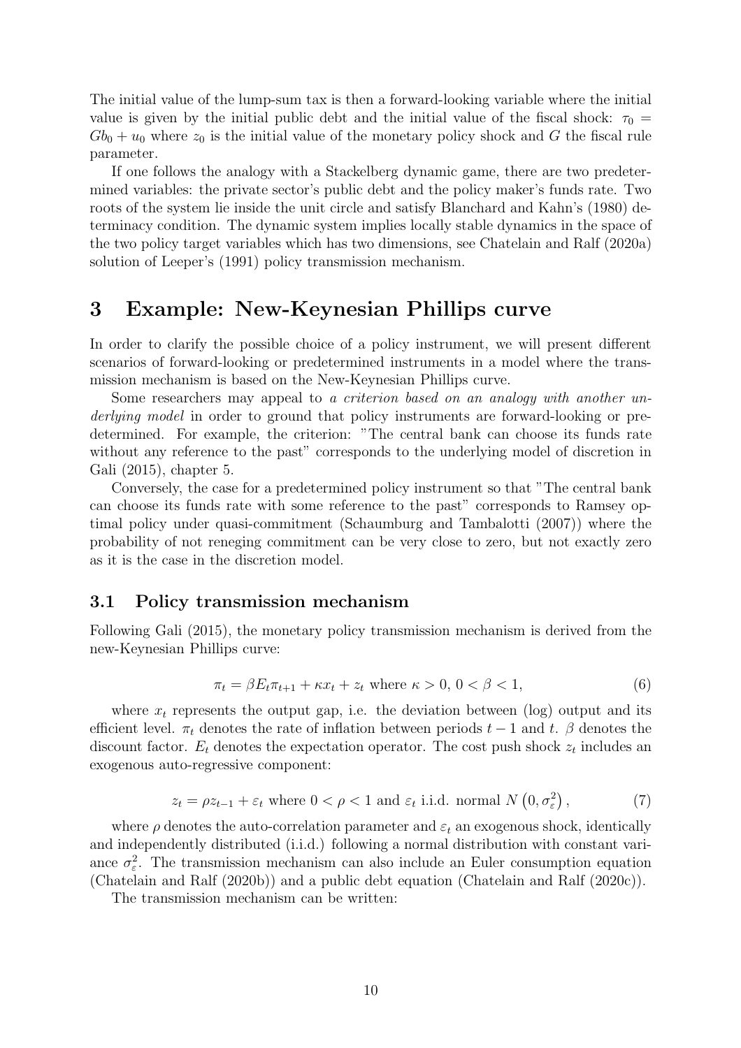The initial value of the lump-sum tax is then a forward-looking variable where the initial value is given by the initial public debt and the initial value of the fiscal shock: $\tau_0 = Gb_0 + u_0$ where $z_0$ is the initial value of the monetary policy shock and $G$ the fiscal rule parameter.

If one follows the analogy with a Stackelberg dynamic game, there are two predetermined variables: the private sector's public debt and the policy maker's funds rate. Two roots of the system lie inside the unit circle and satisfy Blanchard and Kahn's (1980) determinacy condition. The dynamic system implies locally stable dynamics in the space of the two policy target variables which has two dimensions, see Chatelain and Ralf (2020a) solution of Leeper's (1991) policy transmission mechanism.

# 3 Example: New-Keynesian Phillips curve

In order to clarify the possible choice of a policy instrument, we will present different scenarios of forward-looking or predetermined instruments in a model where the transmission mechanism is based on the New-Keynesian Phillips curve.

Some researchers may appeal to *a criterion based on an analogy with another underlying model* in order to ground that policy instruments are forward-looking or predetermined. For example, the criterion: "The central bank can choose its funds rate without any reference to the past" corresponds to the underlying model of discretion in Gali (2015), chapter 5.

Conversely, the case for a predetermined policy instrument so that "The central bank can choose its funds rate with some reference to the past" corresponds to Ramsey optimal policy under quasi-commitment (Schaumburg and Tambalotti (2007)) where the probability of not reneging commitment can be very close to zero, but not exactly zero as it is the case in the discretion model.

## 3.1 Policy transmission mechanism

Following Gali (2015), the monetary policy transmission mechanism is derived from the new-Keynesian Phillips curve:

$$\pi_t = \beta E_t \pi_{t+1} + \kappa x_t + z_t \text{ where } \kappa > 0,\ 0 < \beta < 1, \tag{6}$$

where $x_t$ represents the output gap, i.e. the deviation between (log) output and its efficient level. $\pi_t$ denotes the rate of inflation between periods $t-1$ and $t$. $\beta$ denotes the discount factor. $E_t$ denotes the expectation operator. The cost push shock $z_t$ includes an exogenous auto-regressive component:

$$z_t = \rho z_{t-1} + \varepsilon_t \text{ where } 0 < \rho < 1 \text{ and } \varepsilon_t \text{ i.i.d. normal } N\left(0, \sigma_\varepsilon^2\right), \tag{7}$$

where $\rho$ denotes the auto-correlation parameter and $\varepsilon_t$ an exogenous shock, identically and independently distributed (i.i.d.) following a normal distribution with constant variance $\sigma_\varepsilon^2$. The transmission mechanism can also include an Euler consumption equation (Chatelain and Ralf (2020b)) and a public debt equation (Chatelain and Ralf (2020c)).

The transmission mechanism can be written: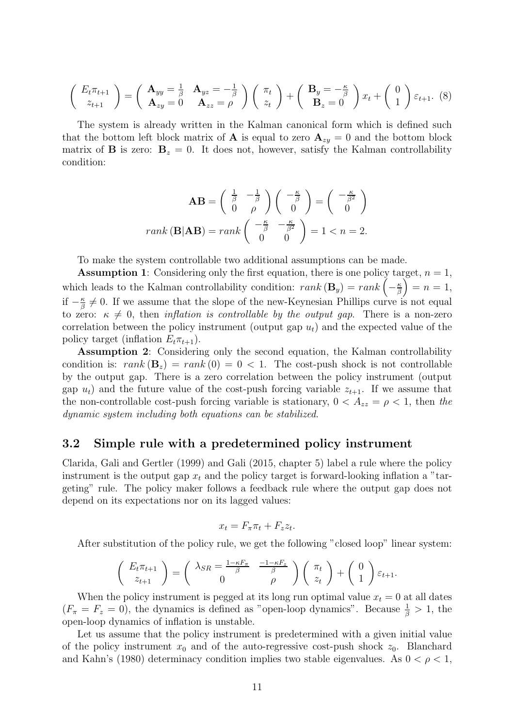$$
\begin{pmatrix} E_t \pi_{t+1} \\ z_{t+1} \end{pmatrix} = \begin{pmatrix} \mathbf{A}_{yy} = \frac{1}{\beta} & \mathbf{A}_{yz} = -\frac{1}{\beta} \\ \mathbf{A}_{zy} = 0 & \mathbf{A}_{zz} = \rho \end{pmatrix} \begin{pmatrix} \pi_t \\ z_t \end{pmatrix} + \begin{pmatrix} \mathbf{B}_y = -\frac{\kappa}{\beta} \\ \mathbf{B}_z = 0 \end{pmatrix} x_t + \begin{pmatrix} 0 \\ 1 \end{pmatrix} \varepsilon_{t+1}. \quad (8)
$$

The system is already written in the Kalman canonical form which is defined such that the bottom left block matrix of $\mathbf{A}$ is equal to zero $\mathbf{A}_{zy} = 0$ and the bottom block matrix of $\mathbf{B}$ is zero: $\mathbf{B}_z = 0$. It does not, however, satisfy the Kalman controllability condition:

$$
\mathbf{AB} = \begin{pmatrix} \frac{1}{\beta} & -\frac{1}{\beta} \\ 0 & \rho \end{pmatrix} \begin{pmatrix} -\frac{\kappa}{\beta} \\ 0 \end{pmatrix} = \begin{pmatrix} -\frac{\kappa}{\beta^2} \\ 0 \end{pmatrix}
$$

$$
rank\left(\mathbf{B}|\mathbf{AB}\right) = rank \begin{pmatrix} -\frac{\kappa}{\beta} & -\frac{\kappa}{\beta^2} \\ 0 & 0 \end{pmatrix} = 1 < n = 2.
$$

To make the system controllable two additional assumptions can be made.

**Assumption 1**: Considering only the first equation, there is one policy target, $n = 1$, which leads to the Kalman controllability condition: $rank\left(\mathbf{B}_y\right) = rank\left(-\frac{\kappa}{\beta}\right) = n = 1$, if $-\frac{\kappa}{\beta} \neq 0$. If we assume that the slope of the new-Keynesian Phillips curve is not equal to zero: $\kappa \neq 0$, then *inflation is controllable by the output gap*. There is a non-zero correlation between the policy instrument (output gap $u_t$) and the expected value of the policy target (inflation $E_t \pi_{t+1}$).

**Assumption 2**: Considering only the second equation, the Kalman controllability condition is: $rank\left(\mathbf{B}_z\right) = rank\left(0\right) = 0 < 1$. The cost-push shock is not controllable by the output gap. There is a zero correlation between the policy instrument (output gap $u_t$) and the future value of the cost-push forcing variable $z_{t+1}$. If we assume that the non-controllable cost-push forcing variable is stationary, $0 < A_{zz} = \rho < 1$, then *the dynamic system including both equations can be stabilized*.

### 3.2 Simple rule with a predetermined policy instrument

Clarida, Gali and Gertler (1999) and Gali (2015, chapter 5) label a rule where the policy instrument is the output gap $x_t$ and the policy target is forward-looking inflation a "targeting" rule. The policy maker follows a feedback rule where the output gap does not depend on its expectations nor on its lagged values:

$$
x_t = F_\pi \pi_t + F_z z_t.
$$

After substitution of the policy rule, we get the following "closed loop" linear system:

$$
\begin{pmatrix} E_t \pi_{t+1} \\ z_{t+1} \end{pmatrix} = \begin{pmatrix} \lambda_{SR} = \frac{1-\kappa F_\pi}{\beta} & \frac{-1-\kappa F_z}{\beta} \\ 0 & \rho \end{pmatrix} \begin{pmatrix} \pi_t \\ z_t \end{pmatrix} + \begin{pmatrix} 0 \\ 1 \end{pmatrix} \varepsilon_{t+1}.
$$

When the policy instrument is pegged at its long run optimal value $x_t = 0$ at all dates ($F_\pi = F_z = 0$), the dynamics is defined as "open-loop dynamics". Because $\frac{1}{\beta} > 1$, the open-loop dynamics of inflation is unstable.

Let us assume that the policy instrument is predetermined with a given initial value of the policy instrument $x_0$ and of the auto-regressive cost-push shock $z_0$. Blanchard and Kahn's (1980) determinacy condition implies two stable eigenvalues. As $0 < \rho < 1$,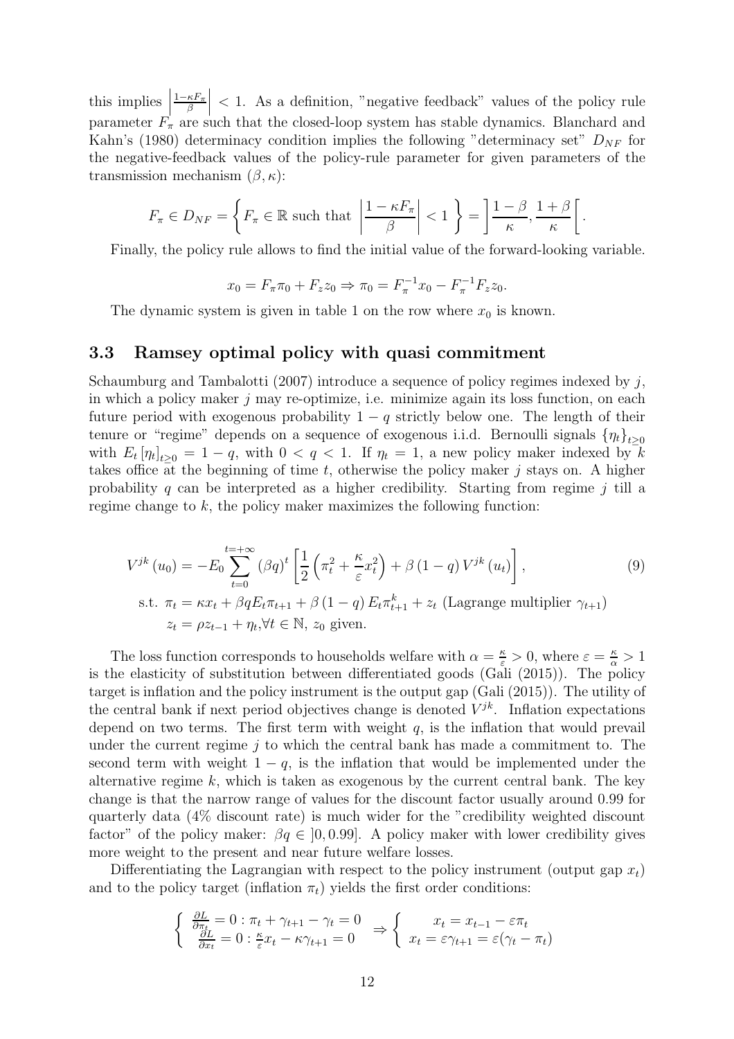this implies $\left|\frac{1-\kappa F_{\pi}}{\beta}\right| < 1$. As a definition, "negative feedback" values of the policy rule parameter $F_{\pi}$ are such that the closed-loop system has stable dynamics. Blanchard and Kahn's (1980) determinacy condition implies the following "determinacy set" $D_{NF}$ for the negative-feedback values of the policy-rule parameter for given parameters of the transmission mechanism $(\beta, \kappa)$:

$$F_{\pi} \in D_{NF} = \left\{ F_{\pi} \in \mathbb{R} \text{ such that } \left|\frac{1-\kappa F_{\pi}}{\beta}\right| < 1 \right\} = \left] \frac{1-\beta}{\kappa}, \frac{1+\beta}{\kappa} \right[.$$

Finally, the policy rule allows to find the initial value of the forward-looking variable.

$$x_0 = F_{\pi}\pi_0 + F_z z_0 \Rightarrow \pi_0 = F_{\pi}^{-1} x_0 - F_{\pi}^{-1} F_z z_0.$$

The dynamic system is given in table 1 on the row where $x_0$ is known.

### 3.3 Ramsey optimal policy with quasi commitment

Schaumburg and Tambalotti (2007) introduce a sequence of policy regimes indexed by $j$, in which a policy maker $j$ may re-optimize, i.e. minimize again its loss function, on each future period with exogenous probability $1-q$ strictly below one. The length of their tenure or "regime" depends on a sequence of exogenous i.i.d. Bernoulli signals $\{\eta_t\}_{t\geq 0}$ with $E_t[\eta_t]_{t\geq 0} = 1-q$, with $0 < q < 1$. If $\eta_t = 1$, a new policy maker indexed by $k$ takes office at the beginning of time $t$, otherwise the policy maker $j$ stays on. A higher probability $q$ can be interpreted as a higher credibility. Starting from regime $j$ till a regime change to $k$, the policy maker maximizes the following function:

$$V^{jk}(u_0) = -E_0 \sum_{t=0}^{t=+\infty} (\beta q)^t \left[ \frac{1}{2}\left(\pi_t^2 + \frac{\kappa}{\varepsilon} x_t^2\right) + \beta(1-q) V^{jk}(u_t) \right], \tag{9}$$

$$\text{s.t. } \pi_t = \kappa x_t + \beta q E_t \pi_{t+1} + \beta(1-q) E_t \pi_{t+1}^k + z_t \text{ (Lagrange multiplier } \gamma_{t+1})$$

$$z_t = \rho z_{t-1} + \eta_t, \forall t \in \mathbb{N}, \, z_0 \text{ given.}$$

The loss function corresponds to households welfare with $\alpha = \frac{\kappa}{\varepsilon} > 0$, where $\varepsilon = \frac{\kappa}{\alpha} > 1$ is the elasticity of substitution between differentiated goods (Gali (2015)). The policy target is inflation and the policy instrument is the output gap (Gali (2015)). The utility of the central bank if next period objectives change is denoted $V^{jk}$. Inflation expectations depend on two terms. The first term with weight $q$, is the inflation that would prevail under the current regime $j$ to which the central bank has made a commitment to. The second term with weight $1-q$, is the inflation that would be implemented under the alternative regime $k$, which is taken as exogenous by the current central bank. The key change is that the narrow range of values for the discount factor usually around 0.99 for quarterly data (4% discount rate) is much wider for the "credibility weighted discount factor" of the policy maker: $\beta q \in ]0, 0.99]$. A policy maker with lower credibility gives more weight to the present and near future welfare losses.

Differentiating the Lagrangian with respect to the policy instrument (output gap $x_t$) and to the policy target (inflation $\pi_t$) yields the first order conditions:

$$\left\{ \begin{array}{c} \frac{\partial L}{\partial \pi_t} = 0 : \pi_t + \gamma_{t+1} - \gamma_t = 0 \\ \frac{\partial L}{\partial x_t} = 0 : \frac{\kappa}{\varepsilon} x_t - \kappa \gamma_{t+1} = 0 \end{array} \right. \Rightarrow \left\{ \begin{array}{c} x_t = x_{t-1} - \varepsilon \pi_t \\ x_t = \varepsilon \gamma_{t+1} = \varepsilon(\gamma_t - \pi_t) \end{array} \right.$$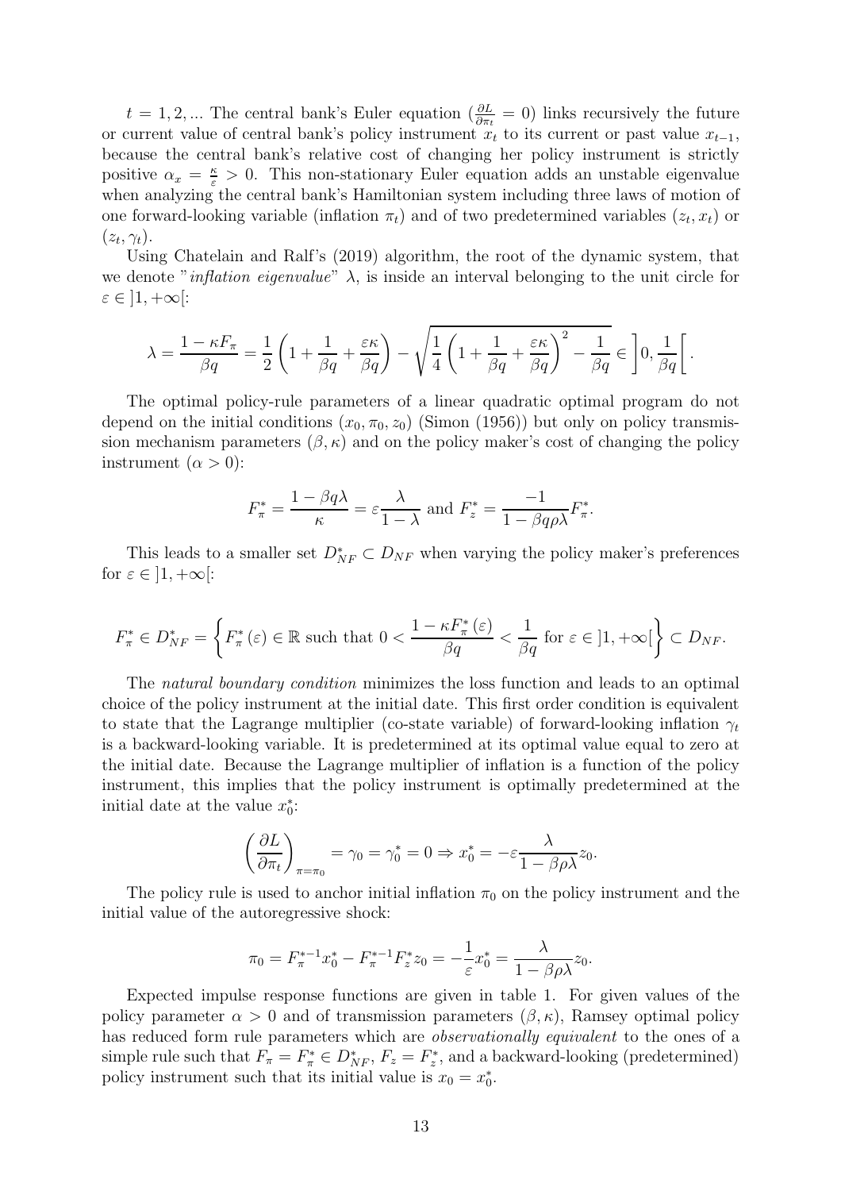$t = 1, 2, ...$ The central bank's Euler equation ($\frac{\partial L}{\partial \pi_t} = 0$) links recursively the future or current value of central bank's policy instrument $x_t$ to its current or past value $x_{t-1}$, because the central bank's relative cost of changing her policy instrument is strictly positive $\alpha_x = \frac{\kappa}{\varepsilon} > 0$. This non-stationary Euler equation adds an unstable eigenvalue when analyzing the central bank's Hamiltonian system including three laws of motion of one forward-looking variable (inflation $\pi_t$) and of two predetermined variables $(z_t, x_t)$ or $(z_t, \gamma_t)$.

Using Chatelain and Ralf's (2019) algorithm, the root of the dynamic system, that we denote "*inflation eigenvalue*" $\lambda$, is inside an interval belonging to the unit circle for $\varepsilon \in ]1, +\infty[$:

$$\lambda = \frac{1 - \kappa F_\pi}{\beta q} = \frac{1}{2}\left(1 + \frac{1}{\beta q} + \frac{\varepsilon \kappa}{\beta q}\right) - \sqrt{\frac{1}{4}\left(1 + \frac{1}{\beta q} + \frac{\varepsilon \kappa}{\beta q}\right)^2 - \frac{1}{\beta q}} \in \left]0, \frac{1}{\beta q}\right[.$$

The optimal policy-rule parameters of a linear quadratic optimal program do not depend on the initial conditions $(x_0, \pi_0, z_0)$ (Simon (1956)) but only on policy transmission mechanism parameters $(\beta, \kappa)$ and on the policy maker's cost of changing the policy instrument ($\alpha > 0$):

$$F_\pi^* = \frac{1 - \beta q \lambda}{\kappa} = \varepsilon \frac{\lambda}{1 - \lambda} \text{ and } F_z^* = \frac{-1}{1 - \beta q \rho \lambda} F_\pi^*.$$

This leads to a smaller set $D_{NF}^* \subset D_{NF}$ when varying the policy maker's preferences for $\varepsilon \in ]1, +\infty[$:

$$F_\pi^* \in D_{NF}^* = \left\{ F_\pi^*(\varepsilon) \in \mathbb{R} \text{ such that } 0 < \frac{1 - \kappa F_\pi^*(\varepsilon)}{\beta q} < \frac{1}{\beta q} \text{ for } \varepsilon \in ]1, +\infty[ \right\} \subset D_{NF}.$$

The *natural boundary condition* minimizes the loss function and leads to an optimal choice of the policy instrument at the initial date. This first order condition is equivalent to state that the Lagrange multiplier (co-state variable) of forward-looking inflation $\gamma_t$ is a backward-looking variable. It is predetermined at its optimal value equal to zero at the initial date. Because the Lagrange multiplier of inflation is a function of the policy instrument, this implies that the policy instrument is optimally predetermined at the initial date at the value $x_0^*$:

$$\left(\frac{\partial L}{\partial \pi_t}\right)_{\pi = \pi_0} = \gamma_0 = \gamma_0^* = 0 \Rightarrow x_0^* = -\varepsilon \frac{\lambda}{1 - \beta \rho \lambda} z_0.$$

The policy rule is used to anchor initial inflation $\pi_0$ on the policy instrument and the initial value of the autoregressive shock:

$$\pi_0 = F_\pi^{*-1} x_0^* - F_\pi^{*-1} F_z^* z_0 = -\frac{1}{\varepsilon} x_0^* = \frac{\lambda}{1 - \beta \rho \lambda} z_0.$$

Expected impulse response functions are given in table 1. For given values of the policy parameter $\alpha > 0$ and of transmission parameters $(\beta, \kappa)$, Ramsey optimal policy has reduced form rule parameters which are *observationally equivalent* to the ones of a simple rule such that $F_\pi = F_\pi^* \in D_{NF}^*$, $F_z = F_z^*$, and a backward-looking (predetermined) policy instrument such that its initial value is $x_0 = x_0^*$.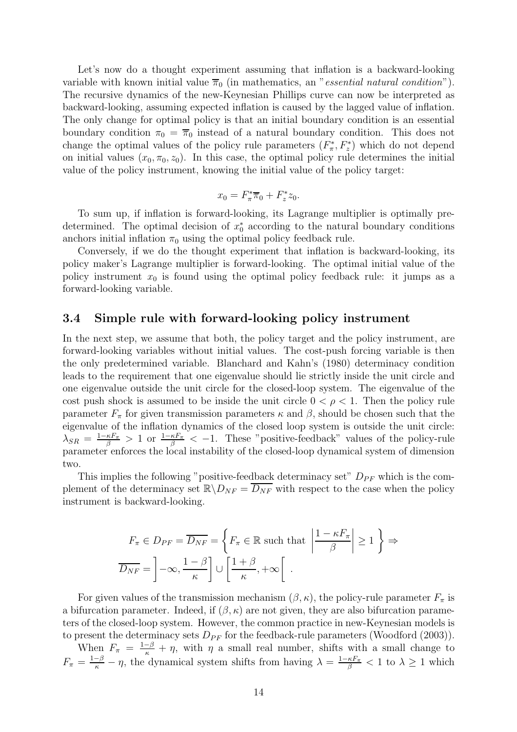Let's now do a thought experiment assuming that inflation is a backward-looking variable with known initial value $\overline{\pi}_0$ (in mathematics, an "*essential natural condition*"). The recursive dynamics of the new-Keynesian Phillips curve can now be interpreted as backward-looking, assuming expected inflation is caused by the lagged value of inflation. The only change for optimal policy is that an initial boundary condition is an essential boundary condition $\pi_0 = \overline{\pi}_0$ instead of a natural boundary condition. This does not change the optimal values of the policy rule parameters $(F_\pi^*, F_z^*)$ which do not depend on initial values $(x_0, \pi_0, z_0)$. In this case, the optimal policy rule determines the initial value of the policy instrument, knowing the initial value of the policy target:

$$x_0 = F_\pi^* \overline{\pi}_0 + F_z^* z_0.$$

To sum up, if inflation is forward-looking, its Lagrange multiplier is optimally predetermined. The optimal decision of $x_0^*$ according to the natural boundary conditions anchors initial inflation $\pi_0$ using the optimal policy feedback rule.

Conversely, if we do the thought experiment that inflation is backward-looking, its policy maker's Lagrange multiplier is forward-looking. The optimal initial value of the policy instrument $x_0$ is found using the optimal policy feedback rule: it jumps as a forward-looking variable.

### 3.4 Simple rule with forward-looking policy instrument

In the next step, we assume that both, the policy target and the policy instrument, are forward-looking variables without initial values. The cost-push forcing variable is then the only predetermined variable. Blanchard and Kahn's (1980) determinacy condition leads to the requirement that one eigenvalue should lie strictly inside the unit circle and one eigenvalue outside the unit circle for the closed-loop system. The eigenvalue of the cost push shock is assumed to be inside the unit circle $0 < \rho < 1$. Then the policy rule parameter $F_\pi$ for given transmission parameters $\kappa$ and $\beta$, should be chosen such that the eigenvalue of the inflation dynamics of the closed loop system is outside the unit circle: $\lambda_{SR} = \frac{1-\kappa F_\pi}{\beta} > 1$ or $\frac{1-\kappa F_\pi}{\beta} < -1$. These "positive-feedback" values of the policy-rule parameter enforces the local instability of the closed-loop dynamical system of dimension two.

This implies the following "positive-feedback determinacy set" $D_{PF}$ which is the complement of the determinacy set $\mathbb{R} \backslash D_{NF} = \overline{D_{NF}}$ with respect to the case when the policy instrument is backward-looking.

$$F_\pi \in D_{PF} = \overline{D_{NF}} = \left\{ F_\pi \in \mathbb{R} \text{ such that } \left| \frac{1-\kappa F_\pi}{\beta} \right| \geq 1 \right\} \Rightarrow$$
$$\overline{D_{NF}} = \left] -\infty, \frac{1-\beta}{\kappa} \right] \cup \left[ \frac{1+\beta}{\kappa}, +\infty \right[ \ .$$

For given values of the transmission mechanism $(\beta, \kappa)$, the policy-rule parameter $F_\pi$ is a bifurcation parameter. Indeed, if $(\beta, \kappa)$ are not given, they are also bifurcation parameters of the closed-loop system. However, the common practice in new-Keynesian models is to present the determinacy sets $D_{PF}$ for the feedback-rule parameters (Woodford (2003)).

When $F_\pi = \frac{1-\beta}{\kappa} + \eta$, with $\eta$ a small real number, shifts with a small change to $F_\pi = \frac{1-\beta}{\kappa} - \eta$, the dynamical system shifts from having $\lambda = \frac{1-\kappa F_\pi}{\beta} < 1$ to $\lambda \geq 1$ which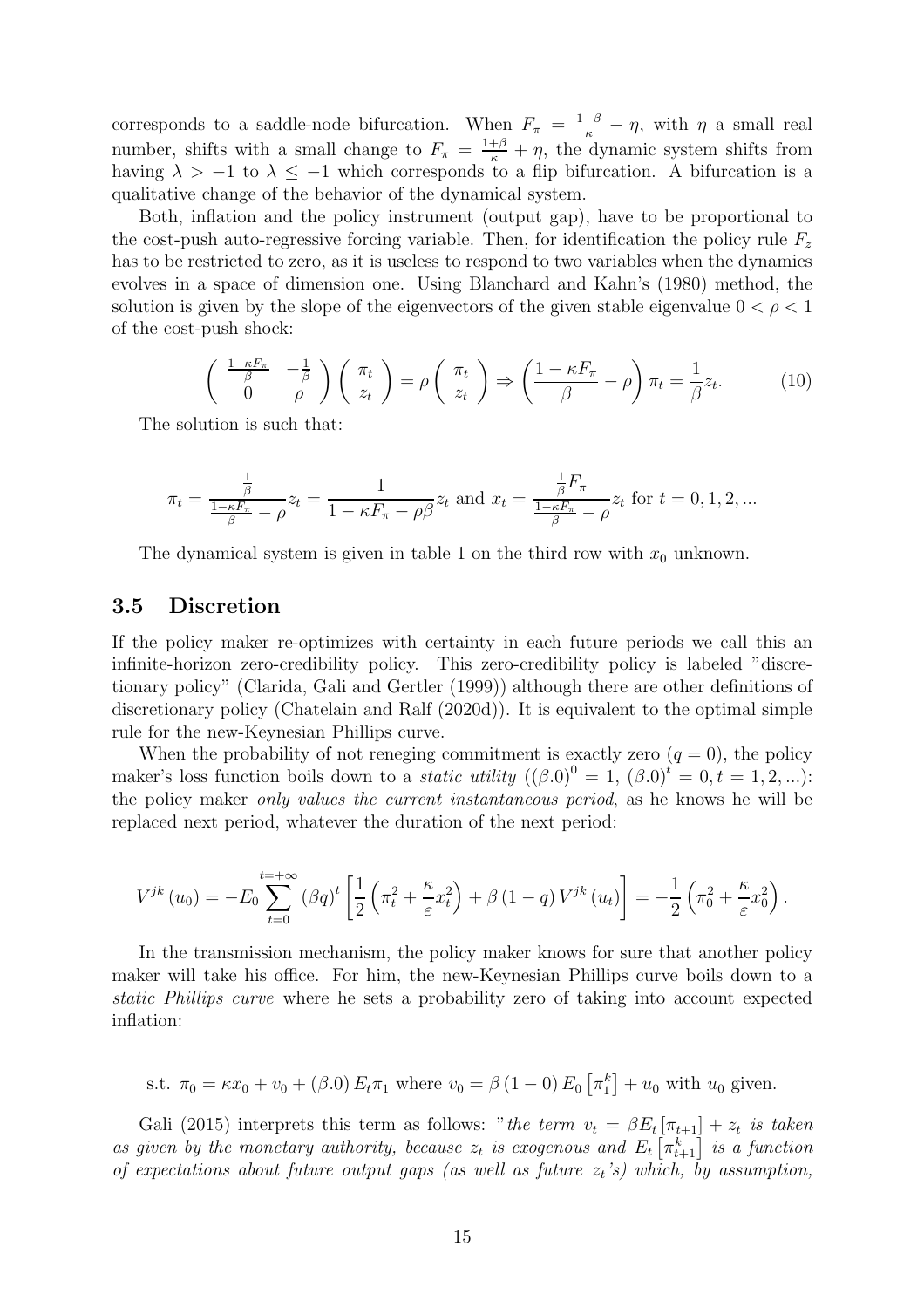corresponds to a saddle-node bifurcation. When $F_\pi = \frac{1+\beta}{\kappa} - \eta$, with $\eta$ a small real number, shifts with a small change to $F_\pi = \frac{1+\beta}{\kappa} + \eta$, the dynamic system shifts from having $\lambda > -1$ to $\lambda \leq -1$ which corresponds to a flip bifurcation. A bifurcation is a qualitative change of the behavior of the dynamical system.

Both, inflation and the policy instrument (output gap), have to be proportional to the cost-push auto-regressive forcing variable. Then, for identification the policy rule $F_z$ has to be restricted to zero, as it is useless to respond to two variables when the dynamics evolves in a space of dimension one. Using Blanchard and Kahn's (1980) method, the solution is given by the slope of the eigenvectors of the given stable eigenvalue $0 < \rho < 1$ of the cost-push shock:

$$\begin{pmatrix} \frac{1-\kappa F_\pi}{\beta} & -\frac{1}{\beta} \\ 0 & \rho \end{pmatrix} \begin{pmatrix} \pi_t \\ z_t \end{pmatrix} = \rho \begin{pmatrix} \pi_t \\ z_t \end{pmatrix} \Rightarrow \left( \frac{1-\kappa F_\pi}{\beta} - \rho \right) \pi_t = \frac{1}{\beta} z_t. \tag{10}$$

The solution is such that:

$$\pi_t = \frac{\frac{1}{\beta}}{\frac{1-\kappa F_\pi}{\beta} - \rho} z_t = \frac{1}{1 - \kappa F_\pi - \rho\beta} z_t \text{ and } x_t = \frac{\frac{1}{\beta} F_\pi}{\frac{1-\kappa F_\pi}{\beta} - \rho} z_t \text{ for } t = 0, 1, 2, ...$$

The dynamical system is given in table 1 on the third row with $x_0$ unknown.

### 3.5 Discretion

If the policy maker re-optimizes with certainty in each future periods we call this an infinite-horizon zero-credibility policy. This zero-credibility policy is labeled "discretionary policy" (Clarida, Gali and Gertler (1999)) although there are other definitions of discretionary policy (Chatelain and Ralf (2020d)). It is equivalent to the optimal simple rule for the new-Keynesian Phillips curve.

When the probability of not reneging commitment is exactly zero ($q = 0$), the policy maker's loss function boils down to a *static utility* ($(\beta.0)^0 = 1$, $(\beta.0)^t = 0, t = 1, 2, ...$): the policy maker *only values the current instantaneous period*, as he knows he will be replaced next period, whatever the duration of the next period:

$$V^{jk}(u_0) = -E_0 \sum_{t=0}^{t=+\infty} (\beta q)^t \left[ \frac{1}{2} \left( \pi_t^2 + \frac{\kappa}{\varepsilon} x_t^2 \right) + \beta (1-q) V^{jk}(u_t) \right] = -\frac{1}{2} \left( \pi_0^2 + \frac{\kappa}{\varepsilon} x_0^2 \right).$$

In the transmission mechanism, the policy maker knows for sure that another policy maker will take his office. For him, the new-Keynesian Phillips curve boils down to a *static Phillips curve* where he sets a probability zero of taking into account expected inflation:

$$\text{s.t. } \pi_0 = \kappa x_0 + v_0 + (\beta.0) E_t \pi_1 \text{ where } v_0 = \beta (1-0) E_0 \left[ \pi_1^k \right] + u_0 \text{ with } u_0 \text{ given.}$$

Gali (2015) interprets this term as follows: "*the term $v_t = \beta E_t [\pi_{t+1}] + z_t$ is taken as given by the monetary authority, because $z_t$ is exogenous and $E_t [\pi_{t+1}^k]$ is a function of expectations about future output gaps (as well as future $z_t$'s) which, by assumption,*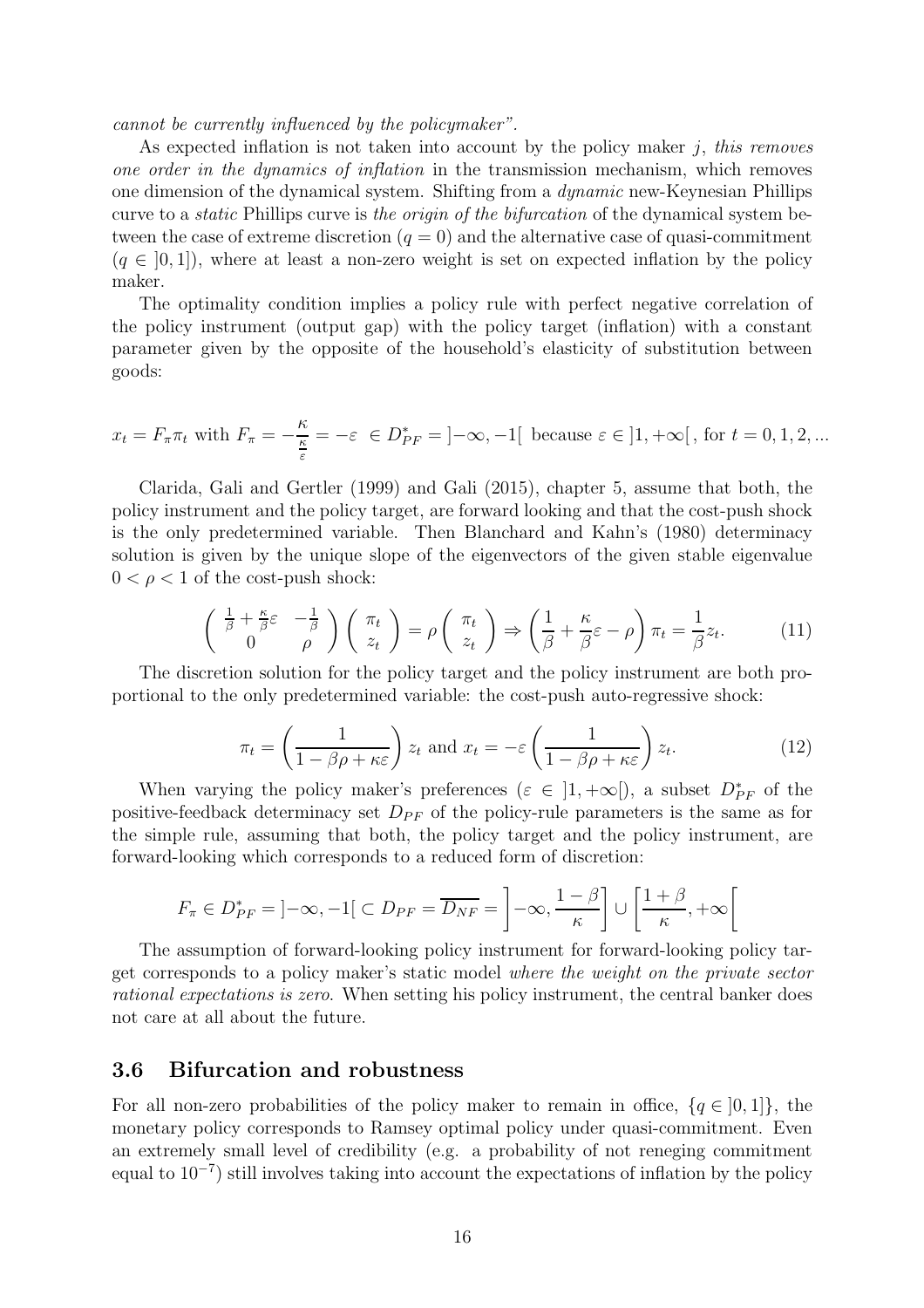*cannot be currently influenced by the policymaker".*

As expected inflation is not taken into account by the policy maker $j$, *this removes one order in the dynamics of inflation* in the transmission mechanism, which removes one dimension of the dynamical system. Shifting from a *dynamic* new-Keynesian Phillips curve to a *static* Phillips curve is *the origin of the bifurcation* of the dynamical system between the case of extreme discretion ($q = 0$) and the alternative case of quasi-commitment ($q \in ]0, 1]$), where at least a non-zero weight is set on expected inflation by the policy maker.

The optimality condition implies a policy rule with perfect negative correlation of the policy instrument (output gap) with the policy target (inflation) with a constant parameter given by the opposite of the household's elasticity of substitution between goods:

$$x_t = F_\pi \pi_t \text{ with } F_\pi = -\frac{\kappa}{\frac{\kappa}{\varepsilon}} = -\varepsilon \in D^*_{PF} = ]-\infty, -1[ \text{ because } \varepsilon \in ]1, +\infty[\,, \text{ for } t = 0, 1, 2, ...$$

Clarida, Gali and Gertler (1999) and Gali (2015), chapter 5, assume that both, the policy instrument and the policy target, are forward looking and that the cost-push shock is the only predetermined variable. Then Blanchard and Kahn's (1980) determinacy solution is given by the unique slope of the eigenvectors of the given stable eigenvalue $0 < \rho < 1$ of the cost-push shock:

$$\begin{pmatrix} \frac{1}{\beta} + \frac{\kappa}{\beta}\varepsilon & -\frac{1}{\beta} \\ 0 & \rho \end{pmatrix} \begin{pmatrix} \pi_t \\ z_t \end{pmatrix} = \rho \begin{pmatrix} \pi_t \\ z_t \end{pmatrix} \Rightarrow \left( \frac{1}{\beta} + \frac{\kappa}{\beta}\varepsilon - \rho \right) \pi_t = \frac{1}{\beta} z_t. \tag{11}$$

The discretion solution for the policy target and the policy instrument are both proportional to the only predetermined variable: the cost-push auto-regressive shock:

$$\pi_t = \left( \frac{1}{1 - \beta\rho + \kappa\varepsilon} \right) z_t \text{ and } x_t = -\varepsilon \left( \frac{1}{1 - \beta\rho + \kappa\varepsilon} \right) z_t. \tag{12}$$

When varying the policy maker's preferences ($\varepsilon \in ]1, +\infty[$), a subset $D^*_{PF}$ of the positive-feedback determinacy set $D_{PF}$ of the policy-rule parameters is the same as for the simple rule, assuming that both, the policy target and the policy instrument, are forward-looking which corresponds to a reduced form of discretion:

$$F_\pi \in D^*_{PF} = ]-\infty, -1[ \subset D_{PF} = \overline{D_{NF}} = \left] -\infty, \frac{1-\beta}{\kappa} \right] \cup \left[ \frac{1+\beta}{\kappa}, +\infty \right[$$

The assumption of forward-looking policy instrument for forward-looking policy target corresponds to a policy maker's static model *where the weight on the private sector rational expectations is zero.* When setting his policy instrument, the central banker does not care at all about the future.

### 3.6 Bifurcation and robustness

For all non-zero probabilities of the policy maker to remain in office, $\{q \in ]0, 1]\}$, the monetary policy corresponds to Ramsey optimal policy under quasi-commitment. Even an extremely small level of credibility (e.g. a probability of not reneging commitment equal to $10^{-7}$) still involves taking into account the expectations of inflation by the policy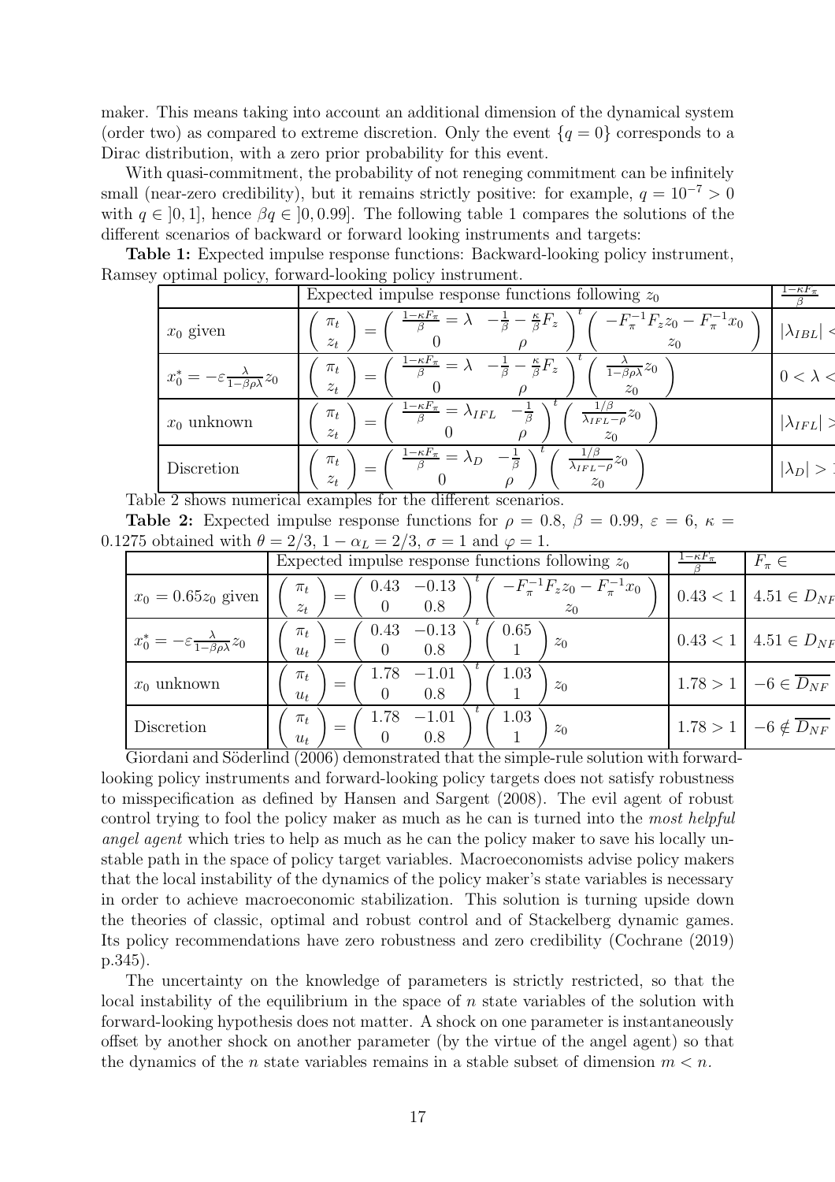maker. This means taking into account an additional dimension of the dynamical system (order two) as compared to extreme discretion. Only the event $\{q = 0\}$ corresponds to a Dirac distribution, with a zero prior probability for this event.

With quasi-commitment, the probability of not reneging commitment can be infinitely small (near-zero credibility), but it remains strictly positive: for example, $q = 10^{-7} > 0$ with $q \in ]0, 1]$, hence $\beta q \in ]0, 0.99]$. The following table 1 compares the solutions of the different scenarios of backward or forward looking instruments and targets:

**Table 1:** Expected impulse response functions: Backward-looking policy instrument, Ramsey optimal policy, forward-looking policy instrument.

| | Expected impulse response functions following $z_0$ | $\frac{1-\kappa F_\pi}{\beta}$ |
|---|---|---|
| $x_0$ given | $\begin{pmatrix} \pi_t \\ z_t \end{pmatrix} = \begin{pmatrix} \frac{1-\kappa F_\pi}{\beta} = \lambda & -\frac{1}{\beta} - \frac{\kappa}{\beta} F_z \\ 0 & \rho \end{pmatrix}^t \begin{pmatrix} -F_\pi^{-1} F_z z_0 - F_\pi^{-1} x_0 \\ z_0 \end{pmatrix}$ | $\|\lambda_{IBL}\| <$ |
| $x_0^* = -\varepsilon \frac{\lambda}{1-\beta\rho\lambda} z_0$ | $\begin{pmatrix} \pi_t \\ z_t \end{pmatrix} = \begin{pmatrix} \frac{1-\kappa F_\pi}{\beta} = \lambda & -\frac{1}{\beta} - \frac{\kappa}{\beta} F_z \\ 0 & \rho \end{pmatrix}^t \begin{pmatrix} \frac{\lambda}{1-\beta\rho\lambda} z_0 \\ z_0 \end{pmatrix}$ | $0 < \lambda <$ |
| $x_0$ unknown | $\begin{pmatrix} \pi_t \\ z_t \end{pmatrix} = \begin{pmatrix} \frac{1-\kappa F_\pi}{\beta} = \lambda_{IFL} & -\frac{1}{\beta} \\ 0 & \rho \end{pmatrix}^t \begin{pmatrix} \frac{1/\beta}{\lambda_{IFL}-\rho} z_0 \\ z_0 \end{pmatrix}$ | $\|\lambda_{IFL}\| >$ |
| Discretion | $\begin{pmatrix} \pi_t \\ z_t \end{pmatrix} = \begin{pmatrix} \frac{1-\kappa F_\pi}{\beta} = \lambda_D & -\frac{1}{\beta} \\ 0 & \rho \end{pmatrix}^t \begin{pmatrix} \frac{1/\beta}{\lambda_{IFL}-\rho} z_0 \\ z_0 \end{pmatrix}$ | $\|\lambda_D\| > 1$ |

Table 2 shows numerical examples for the different scenarios.

**Table 2:** Expected impulse response functions for $\rho = 0.8$, $\beta = 0.99$, $\varepsilon = 6$, $\kappa = 0.1275$ obtained with $\theta = 2/3$, $1 - \alpha_L = 2/3$, $\sigma = 1$ and $\varphi = 1$.

| | Expected impulse response functions following $z_0$ | $\frac{1-\kappa F_\pi}{\beta}$ | $F_\pi \in$ |
|---|---|---|---|
| $x_0 = 0.65 z_0$ given | $\begin{pmatrix} \pi_t \\ z_t \end{pmatrix} = \begin{pmatrix} 0.43 & -0.13 \\ 0 & 0.8 \end{pmatrix}^t \begin{pmatrix} -F_\pi^{-1} F_z z_0 - F_\pi^{-1} x_0 \\ z_0 \end{pmatrix}$ | $0.43 < 1$ | $4.51 \in D_{NF}$ |
| $x_0^* = -\varepsilon \frac{\lambda}{1-\beta\rho\lambda} z_0$ | $\begin{pmatrix} \pi_t \\ u_t \end{pmatrix} = \begin{pmatrix} 0.43 & -0.13 \\ 0 & 0.8 \end{pmatrix}^t \begin{pmatrix} 0.65 \\ 1 \end{pmatrix} z_0$ | $0.43 < 1$ | $4.51 \in D_{NF}$ |
| $x_0$ unknown | $\begin{pmatrix} \pi_t \\ u_t \end{pmatrix} = \begin{pmatrix} 1.78 & -1.01 \\ 0 & 0.8 \end{pmatrix}^t \begin{pmatrix} 1.03 \\ 1 \end{pmatrix} z_0$ | $1.78 > 1$ | $-6 \in \overline{D_{NF}}$ |
| Discretion | $\begin{pmatrix} \pi_t \\ u_t \end{pmatrix} = \begin{pmatrix} 1.78 & -1.01 \\ 0 & 0.8 \end{pmatrix}^t \begin{pmatrix} 1.03 \\ 1 \end{pmatrix} z_0$ | $1.78 > 1$ | $-6 \notin \overline{D_{NF}}$ |

Giordani and Söderlind (2006) demonstrated that the simple-rule solution with forward-looking policy instruments and forward-looking policy targets does not satisfy robustness to misspecification as defined by Hansen and Sargent (2008). The evil agent of robust control trying to fool the policy maker as much as he can is turned into the *most helpful angel agent* which tries to help as much as he can the policy maker to save his locally unstable path in the space of policy target variables. Macroeconomists advise policy makers that the local instability of the dynamics of the policy maker's state variables is necessary in order to achieve macroeconomic stabilization. This solution is turning upside down the theories of classic, optimal and robust control and of Stackelberg dynamic games. Its policy recommendations have zero robustness and zero credibility (Cochrane (2019) p.345).

The uncertainty on the knowledge of parameters is strictly restricted, so that the local instability of the equilibrium in the space of $n$ state variables of the solution with forward-looking hypothesis does not matter. A shock on one parameter is instantaneously offset by another shock on another parameter (by the virtue of the angel agent) so that the dynamics of the $n$ state variables remains in a stable subset of dimension $m < n$.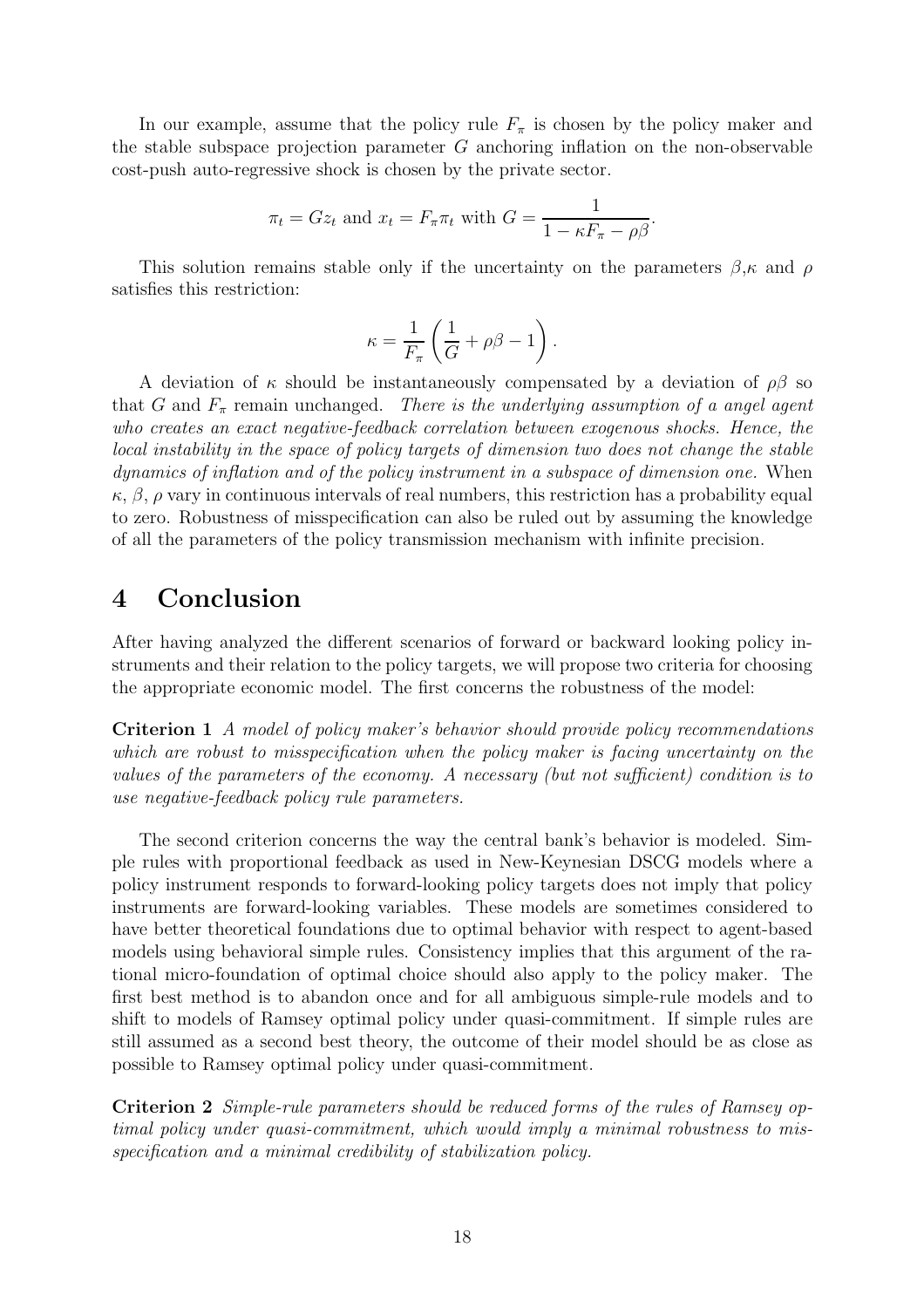In our example, assume that the policy rule $F_\pi$ is chosen by the policy maker and the stable subspace projection parameter $G$ anchoring inflation on the non-observable cost-push auto-regressive shock is chosen by the private sector.

$$\pi_t = Gz_t \text{ and } x_t = F_\pi \pi_t \text{ with } G = \frac{1}{1 - \kappa F_\pi - \rho\beta}.$$

This solution remains stable only if the uncertainty on the parameters $\beta$,$\kappa$ and $\rho$ satisfies this restriction:

$$\kappa = \frac{1}{F_\pi}\left(\frac{1}{G} + \rho\beta - 1\right).$$

A deviation of $\kappa$ should be instantaneously compensated by a deviation of $\rho\beta$ so that $G$ and $F_\pi$ remain unchanged. *There is the underlying assumption of a angel agent who creates an exact negative-feedback correlation between exogenous shocks. Hence, the local instability in the space of policy targets of dimension two does not change the stable dynamics of inflation and of the policy instrument in a subspace of dimension one.* When $\kappa$, $\beta$, $\rho$ vary in continuous intervals of real numbers, this restriction has a probability equal to zero. Robustness of misspecification can also be ruled out by assuming the knowledge of all the parameters of the policy transmission mechanism with infinite precision.

# 4 Conclusion

After having analyzed the different scenarios of forward or backward looking policy instruments and their relation to the policy targets, we will propose two criteria for choosing the appropriate economic model. The first concerns the robustness of the model:

**Criterion 1** *A model of policy maker's behavior should provide policy recommendations which are robust to misspecification when the policy maker is facing uncertainty on the values of the parameters of the economy. A necessary (but not sufficient) condition is to use negative-feedback policy rule parameters.*

The second criterion concerns the way the central bank's behavior is modeled. Simple rules with proportional feedback as used in New-Keynesian DSCG models where a policy instrument responds to forward-looking policy targets does not imply that policy instruments are forward-looking variables. These models are sometimes considered to have better theoretical foundations due to optimal behavior with respect to agent-based models using behavioral simple rules. Consistency implies that this argument of the rational micro-foundation of optimal choice should also apply to the policy maker. The first best method is to abandon once and for all ambiguous simple-rule models and to shift to models of Ramsey optimal policy under quasi-commitment. If simple rules are still assumed as a second best theory, the outcome of their model should be as close as possible to Ramsey optimal policy under quasi-commitment.

**Criterion 2** *Simple-rule parameters should be reduced forms of the rules of Ramsey optimal policy under quasi-commitment, which would imply a minimal robustness to misspecification and a minimal credibility of stabilization policy.*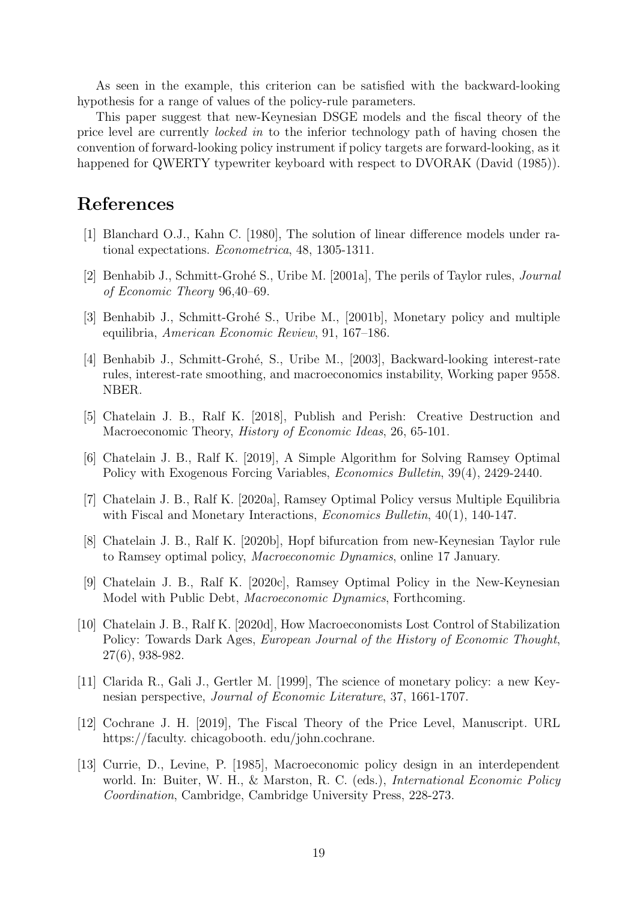As seen in the example, this criterion can be satisfied with the backward-looking hypothesis for a range of values of the policy-rule parameters.

This paper suggest that new-Keynesian DSGE models and the fiscal theory of the price level are currently *locked in* to the inferior technology path of having chosen the convention of forward-looking policy instrument if policy targets are forward-looking, as it happened for QWERTY typewriter keyboard with respect to DVORAK (David (1985)).

# References

[1] Blanchard O.J., Kahn C. [1980], The solution of linear difference models under rational expectations. *Econometrica*, 48, 1305-1311.

[2] Benhabib J., Schmitt-Grohé S., Uribe M. [2001a], The perils of Taylor rules, *Journal of Economic Theory* 96,40–69.

[3] Benhabib J., Schmitt-Grohé S., Uribe M., [2001b], Monetary policy and multiple equilibria, *American Economic Review*, 91, 167–186.

[4] Benhabib J., Schmitt-Grohé, S., Uribe M., [2003], Backward-looking interest-rate rules, interest-rate smoothing, and macroeconomics instability, Working paper 9558. NBER.

[5] Chatelain J. B., Ralf K. [2018], Publish and Perish: Creative Destruction and Macroeconomic Theory, *History of Economic Ideas*, 26, 65-101.

[6] Chatelain J. B., Ralf K. [2019], A Simple Algorithm for Solving Ramsey Optimal Policy with Exogenous Forcing Variables, *Economics Bulletin*, 39(4), 2429-2440.

[7] Chatelain J. B., Ralf K. [2020a], Ramsey Optimal Policy versus Multiple Equilibria with Fiscal and Monetary Interactions, *Economics Bulletin*, 40(1), 140-147.

[8] Chatelain J. B., Ralf K. [2020b], Hopf bifurcation from new-Keynesian Taylor rule to Ramsey optimal policy, *Macroeconomic Dynamics*, online 17 January.

[9] Chatelain J. B., Ralf K. [2020c], Ramsey Optimal Policy in the New-Keynesian Model with Public Debt, *Macroeconomic Dynamics*, Forthcoming.

[10] Chatelain J. B., Ralf K. [2020d], How Macroeconomists Lost Control of Stabilization Policy: Towards Dark Ages, *European Journal of the History of Economic Thought*, 27(6), 938-982.

[11] Clarida R., Gali J., Gertler M. [1999], The science of monetary policy: a new Keynesian perspective, *Journal of Economic Literature*, 37, 1661-1707.

[12] Cochrane J. H. [2019], The Fiscal Theory of the Price Level, Manuscript. URL https://faculty. chicagobooth. edu/john.cochrane.

[13] Currie, D., Levine, P. [1985], Macroeconomic policy design in an interdependent world. In: Buiter, W. H., & Marston, R. C. (eds.), *International Economic Policy Coordination*, Cambridge, Cambridge University Press, 228-273.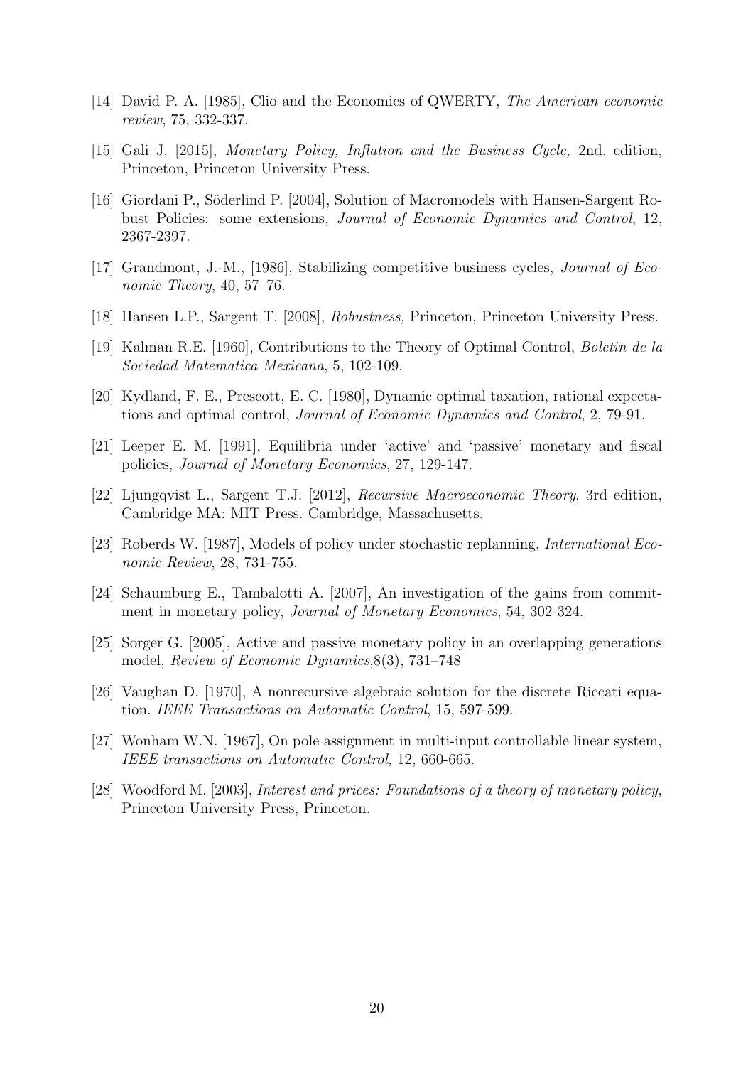[14] David P. A. [1985], Clio and the Economics of QWERTY, *The American economic review*, 75, 332-337.

[15] Gali J. [2015], *Monetary Policy, Inflation and the Business Cycle,* 2nd. edition, Princeton, Princeton University Press.

[16] Giordani P., Söderlind P. [2004], Solution of Macromodels with Hansen-Sargent Robust Policies: some extensions, *Journal of Economic Dynamics and Control*, 12, 2367-2397.

[17] Grandmont, J.-M., [1986], Stabilizing competitive business cycles, *Journal of Economic Theory*, 40, 57–76.

[18] Hansen L.P., Sargent T. [2008], *Robustness,* Princeton, Princeton University Press.

[19] Kalman R.E. [1960], Contributions to the Theory of Optimal Control, *Boletin de la Sociedad Matematica Mexicana*, 5, 102-109.

[20] Kydland, F. E., Prescott, E. C. [1980], Dynamic optimal taxation, rational expectations and optimal control, *Journal of Economic Dynamics and Control*, 2, 79-91.

[21] Leeper E. M. [1991], Equilibria under 'active' and 'passive' monetary and fiscal policies, *Journal of Monetary Economics*, 27, 129-147.

[22] Ljungqvist L., Sargent T.J. [2012], *Recursive Macroeconomic Theory*, 3rd edition, Cambridge MA: MIT Press. Cambridge, Massachusetts.

[23] Roberds W. [1987], Models of policy under stochastic replanning, *International Economic Review*, 28, 731-755.

[24] Schaumburg E., Tambalotti A. [2007], An investigation of the gains from commitment in monetary policy, *Journal of Monetary Economics*, 54, 302-324.

[25] Sorger G. [2005], Active and passive monetary policy in an overlapping generations model, *Review of Economic Dynamics*,8(3), 731–748

[26] Vaughan D. [1970], A nonrecursive algebraic solution for the discrete Riccati equation. *IEEE Transactions on Automatic Control*, 15, 597-599.

[27] Wonham W.N. [1967], On pole assignment in multi-input controllable linear system, *IEEE transactions on Automatic Control,* 12, 660-665.

[28] Woodford M. [2003], *Interest and prices: Foundations of a theory of monetary policy,* Princeton University Press, Princeton.